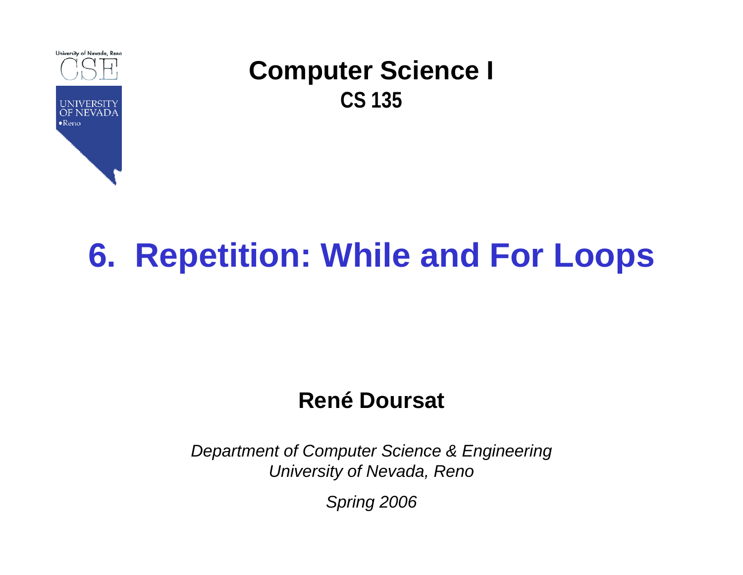**Computer Science I**
**CS 135**

# 6. Repetition: While and For Loops

**René Doursat**

*Department of Computer Science & Engineering*
*University of Nevada, Reno*

*Spring 2006*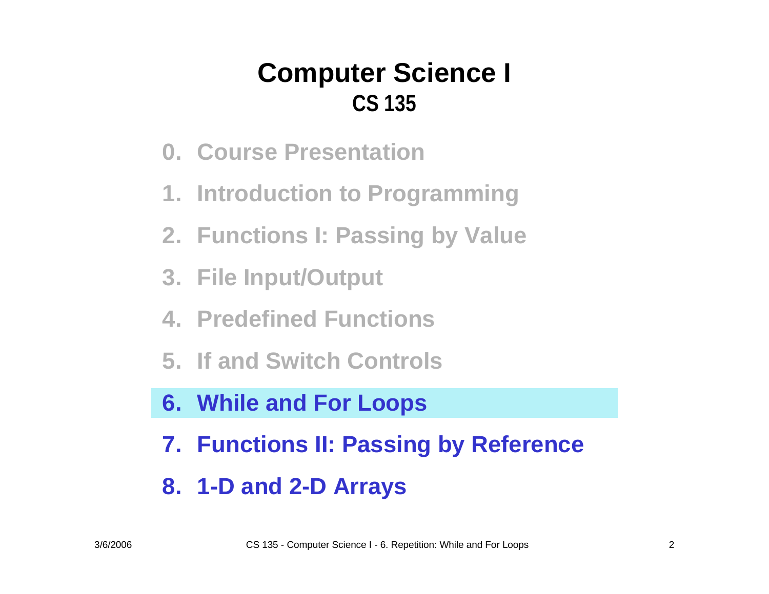# Computer Science I
## CS 135

0. Course Presentation
1. Introduction to Programming
2. Functions I: Passing by Value
3. File Input/Output
4. Predefined Functions
5. If and Switch Controls
6. **While and For Loops**
7. Functions II: Passing by Reference
8. 1-D and 2-D Arrays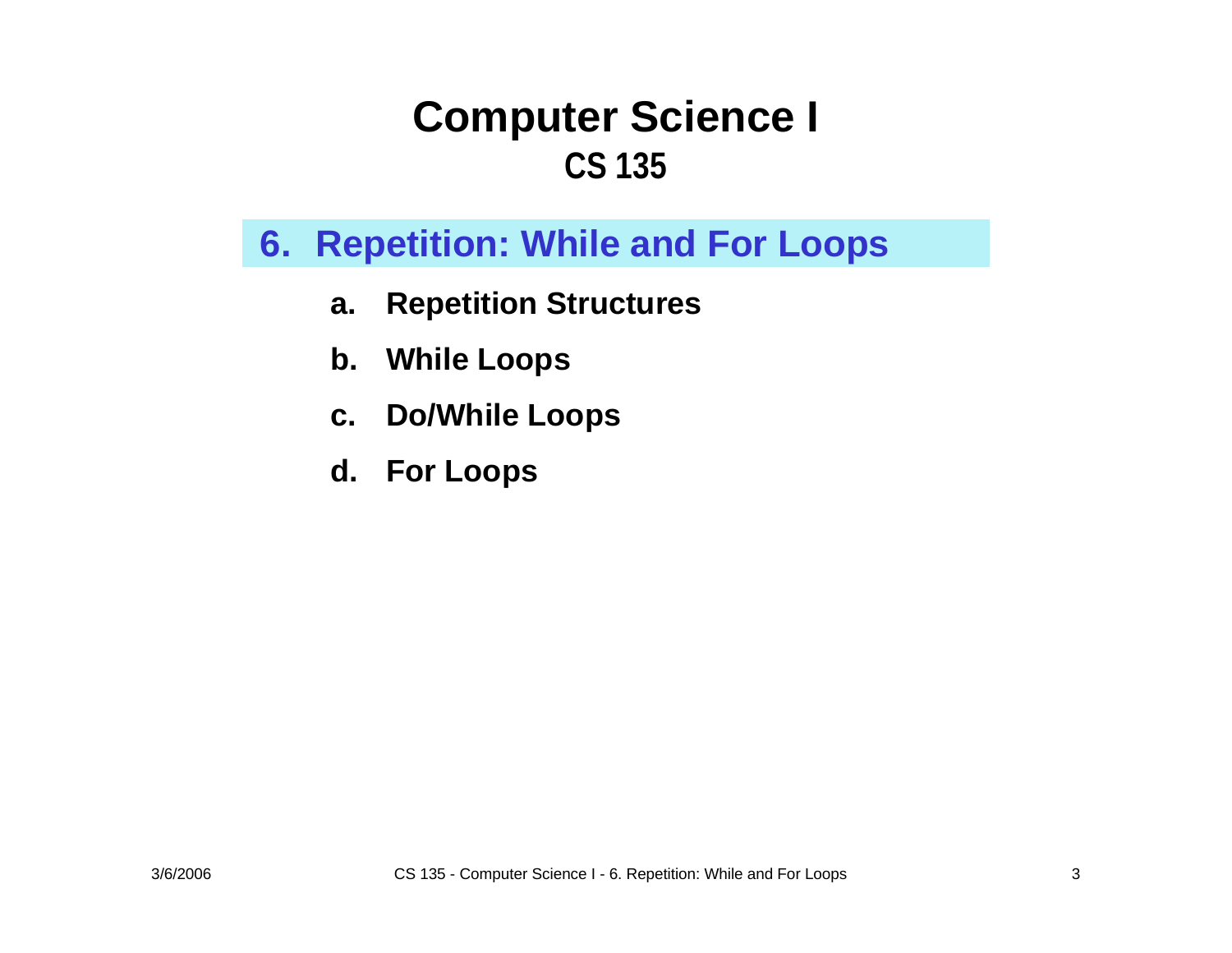# Computer Science I
## CS 135

## 6. Repetition: While and For Loops

a. **Repetition Structures**

b. **While Loops**

c. **Do/While Loops**

d. **For Loops**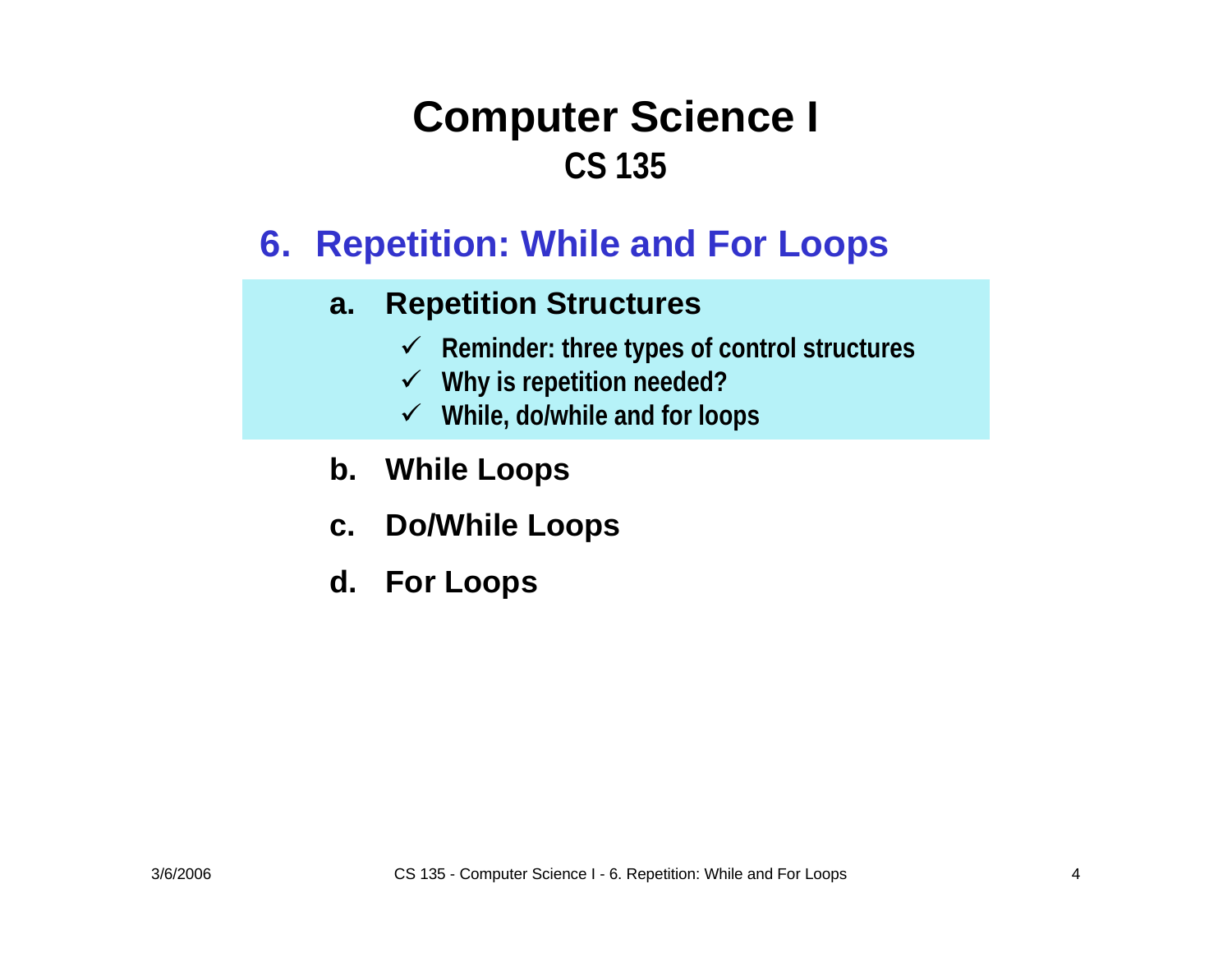# Computer Science I
## CS 135

### 6. Repetition: While and For Loops

**a. Repetition Structures**

- ✓ Reminder: three types of control structures
- ✓ Why is repetition needed?
- ✓ While, do/while and for loops

**b. While Loops**

**c. Do/While Loops**

**d. For Loops**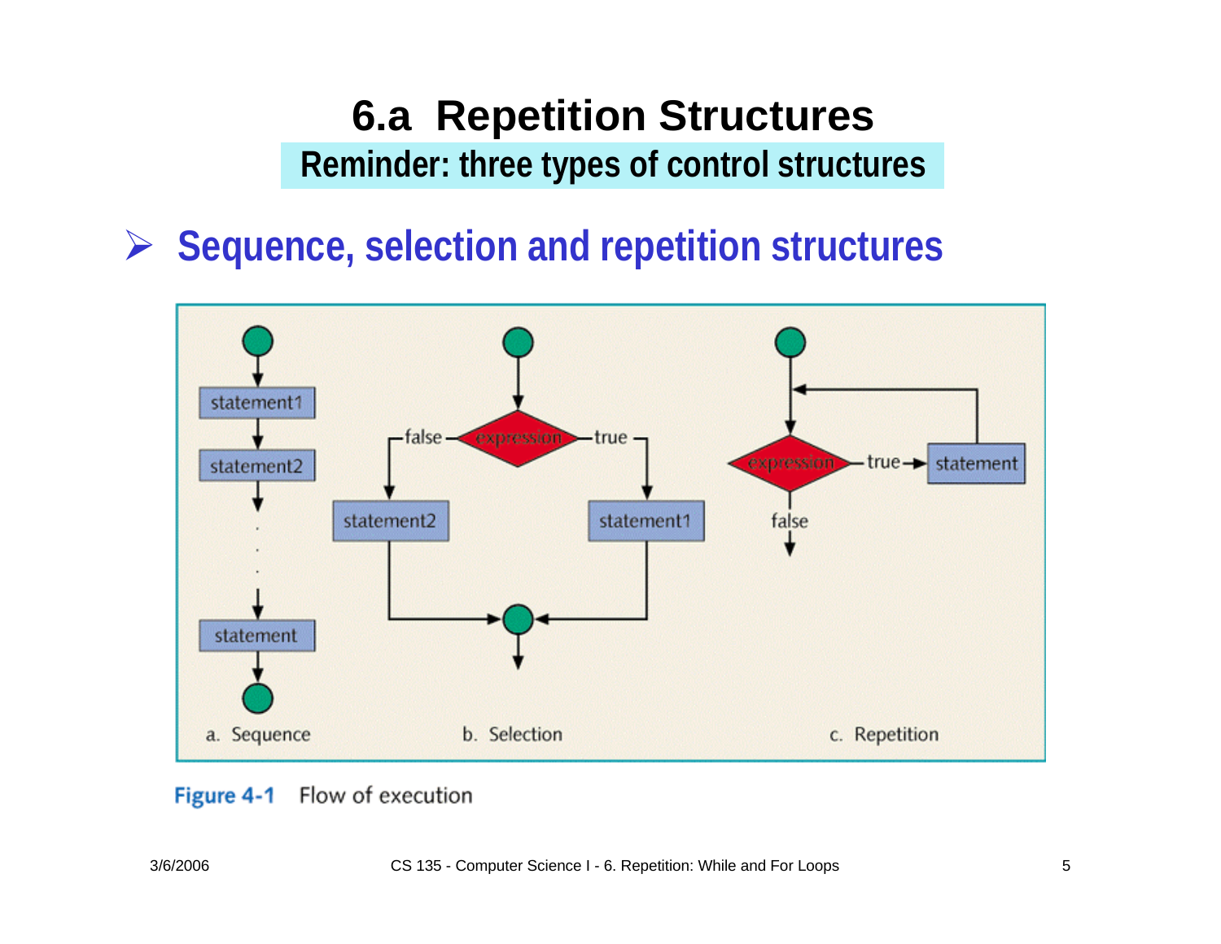# 6.a Repetition Structures

## Reminder: three types of control structures

- Sequence, selection and repetition structures

a. Sequence b. Selection c. Repetition

**Figure 4-1** Flow of execution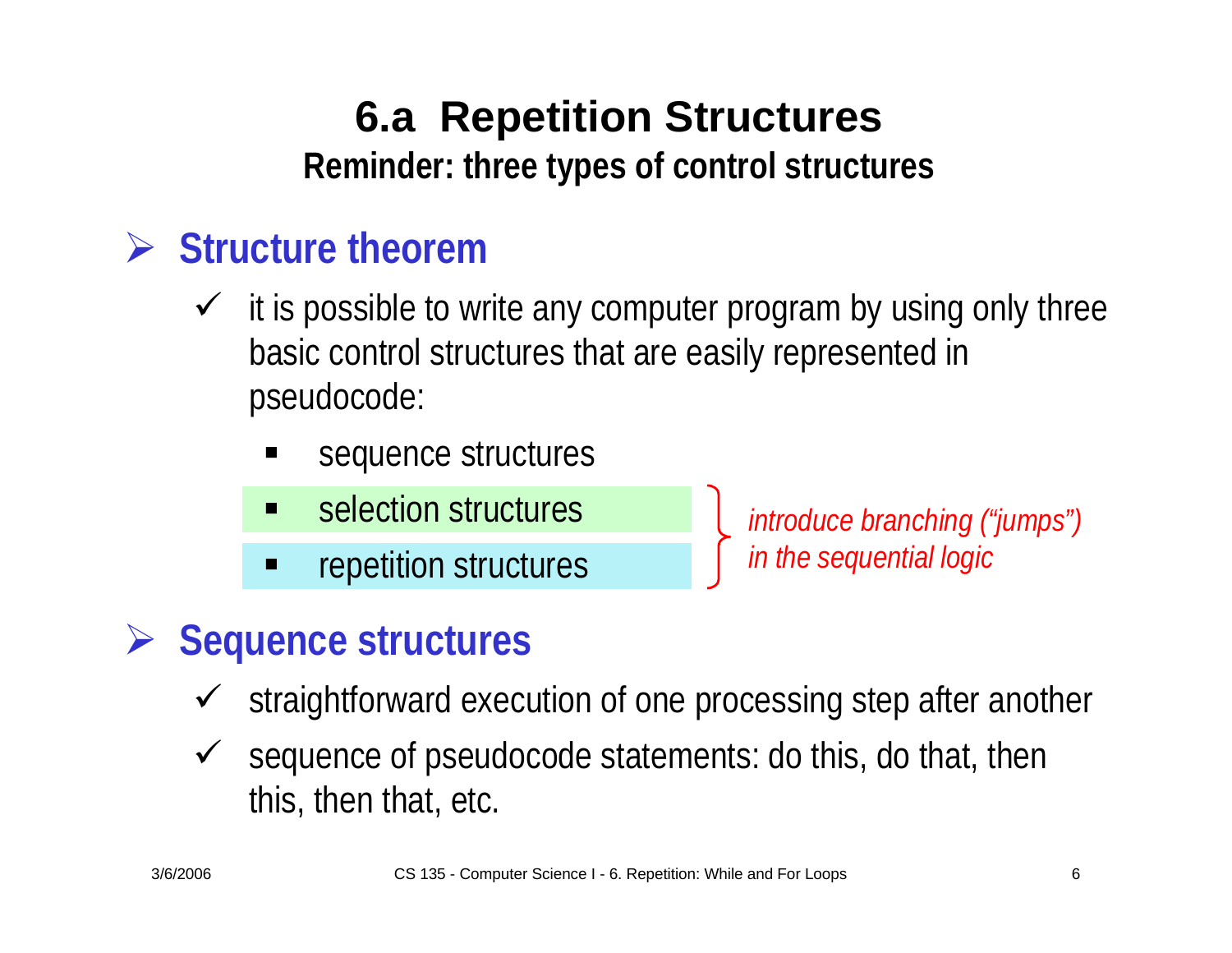# 6.a Repetition Structures

## Reminder: three types of control structures

- **Structure theorem**
  - it is possible to write any computer program by using only three basic control structures that are easily represented in pseudocode:
    - sequence structures
    - selection structures
    - repetition structures

  *introduce branching ("jumps") in the sequential logic* (applies to selection structures and repetition structures)

- **Sequence structures**
  - straightforward execution of one processing step after another
  - sequence of pseudocode statements: do this, do that, then this, then that, etc.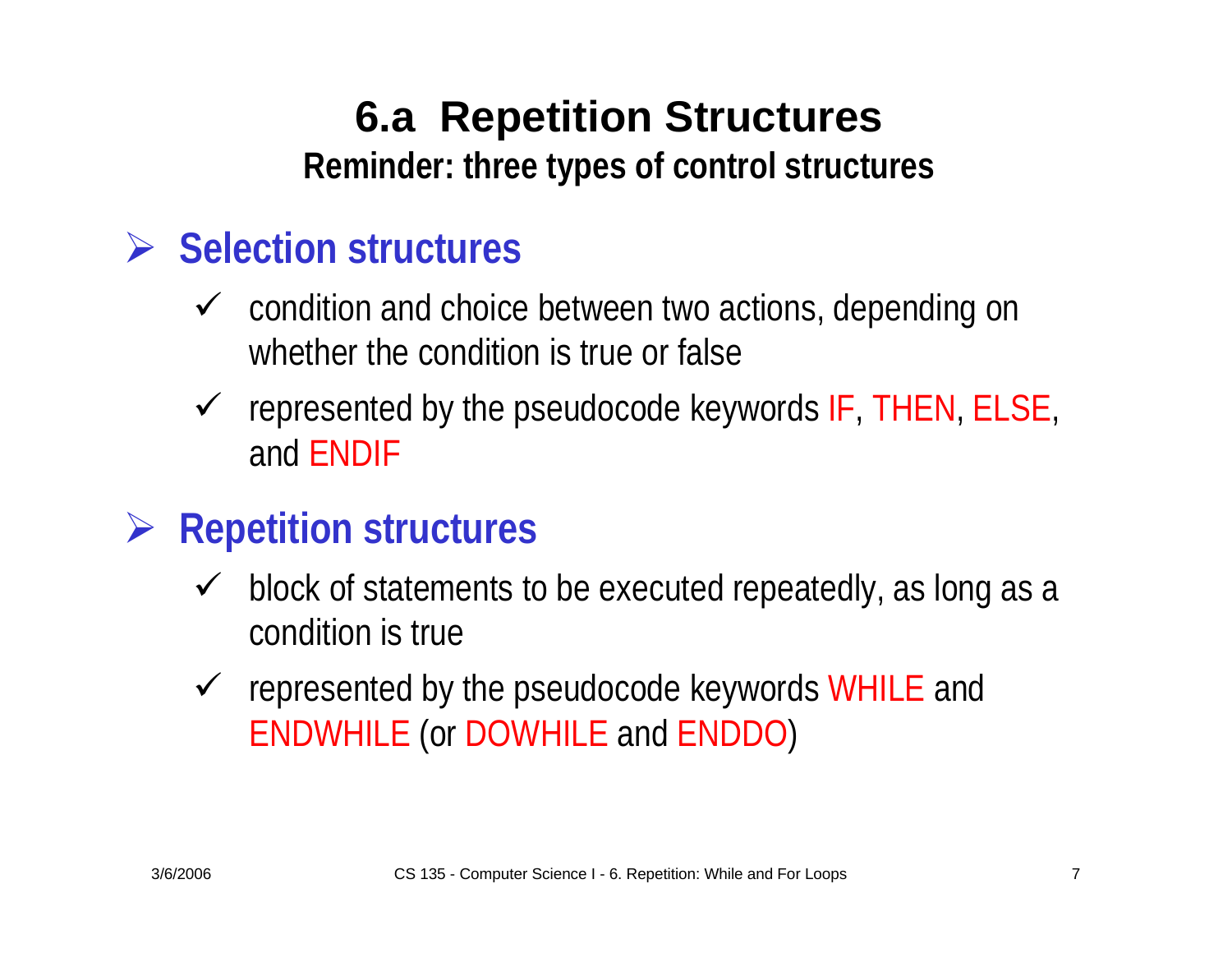# 6.a Repetition Structures

## Reminder: three types of control structures

- **Selection structures**
  - condition and choice between two actions, depending on whether the condition is true or false
  - represented by the pseudocode keywords IF, THEN, ELSE, and ENDIF
- **Repetition structures**
  - block of statements to be executed repeatedly, as long as a condition is true
  - represented by the pseudocode keywords WHILE and ENDWHILE (or DOWHILE and ENDDO)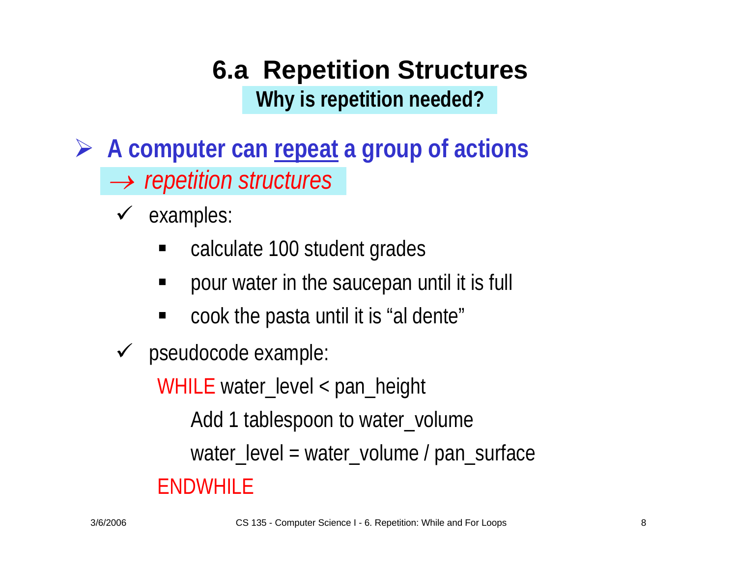# 6.a Repetition Structures

## Why is repetition needed?

- **A computer can repeat a group of actions**

  → *repetition structures*

  - examples:
    - calculate 100 student grades
    - pour water in the saucepan until it is full
    - cook the pasta until it is "al dente"
  - pseudocode example:

```
WHILE water_level < pan_height
    Add 1 tablespoon to water_volume
    water_level = water_volume / pan_surface
ENDWHILE
```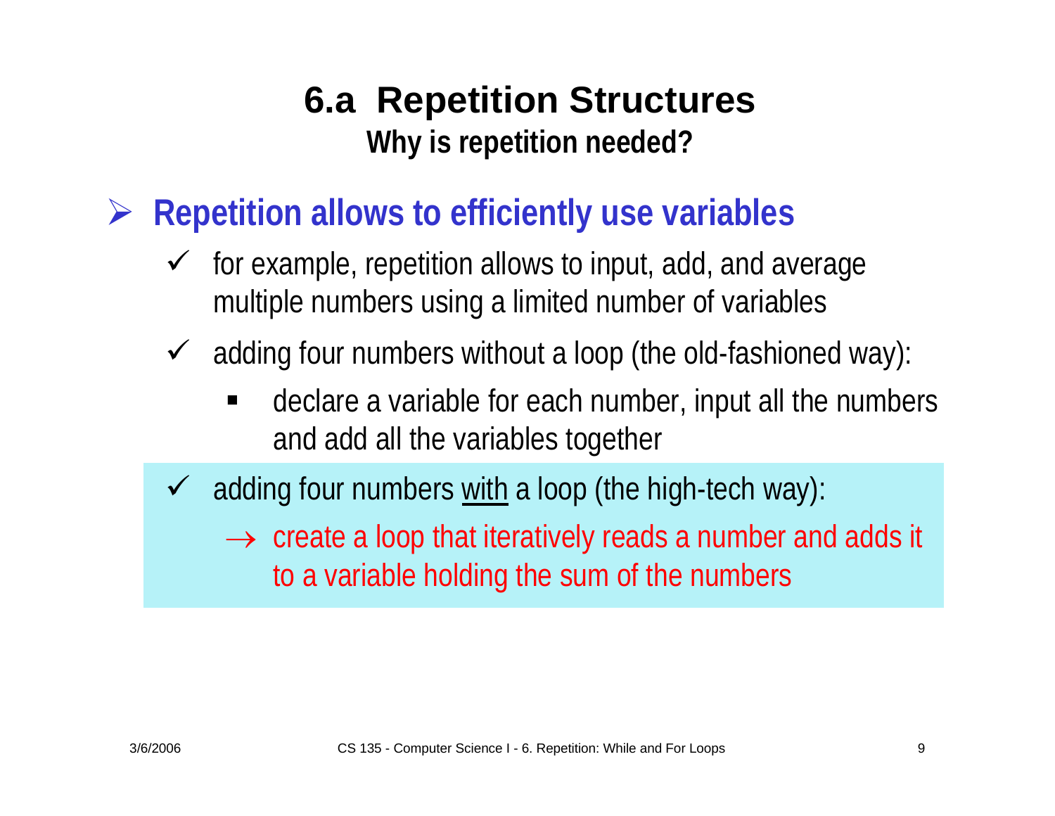# 6.a Repetition Structures

## Why is repetition needed?

- **Repetition allows to efficiently use variables**
  - ✓ for example, repetition allows to input, add, and average multiple numbers using a limited number of variables
  - ✓ adding four numbers without a loop (the old-fashioned way):
    - declare a variable for each number, input all the numbers and add all the variables together
  - ✓ adding four numbers with a loop (the high-tech way):
    - → create a loop that iteratively reads a number and adds it to a variable holding the sum of the numbers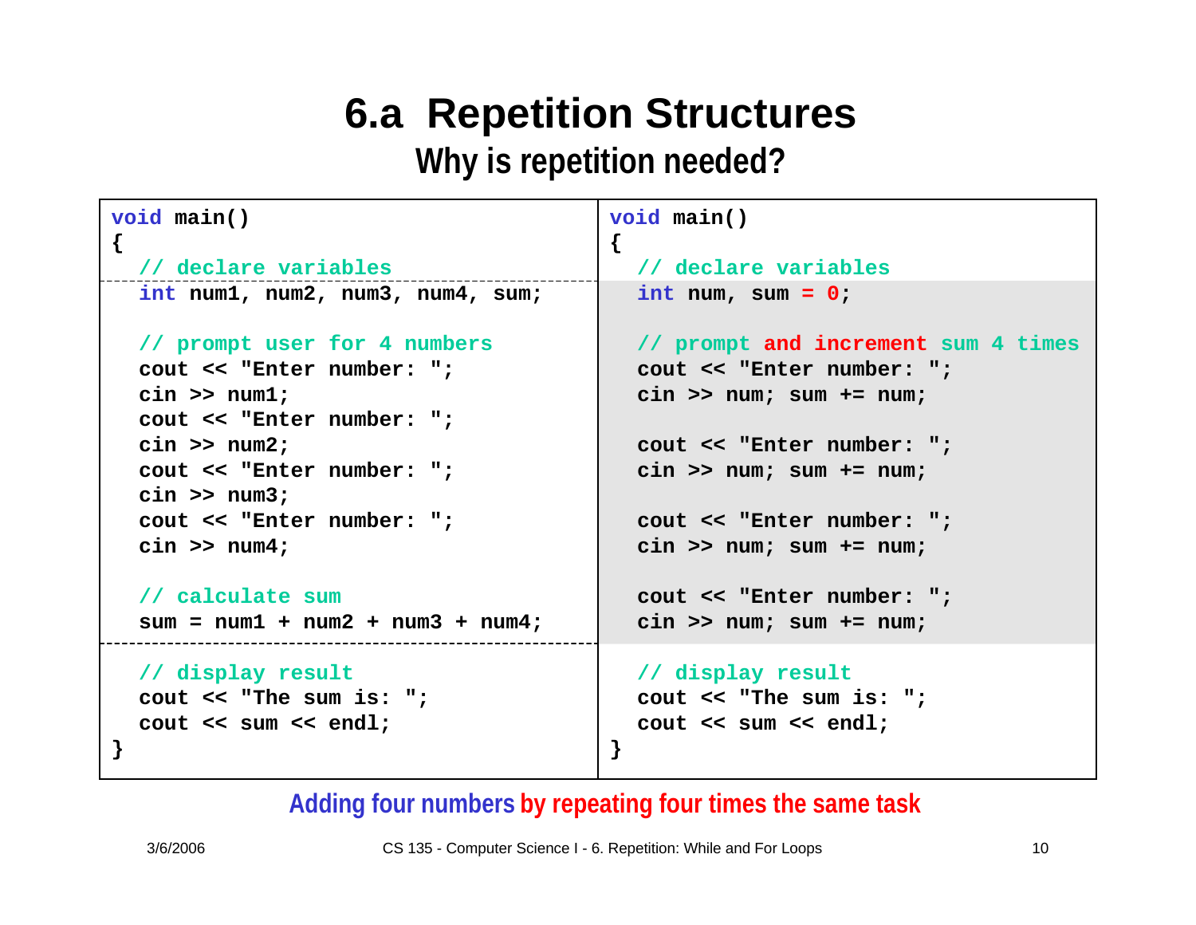# 6.a Repetition Structures

## Why is repetition needed?

| | |
|---|---|
| Version 1 | Version 2 |

```cpp
void main()
{
   // declare variables
   int num1, num2, num3, num4, sum;

   // prompt user for 4 numbers
   cout << "Enter number: ";
   cin >> num1;
   cout << "Enter number: ";
   cin >> num2;
   cout << "Enter number: ";
   cin >> num3;
   cout << "Enter number: ";
   cin >> num4;

   // calculate sum
   sum = num1 + num2 + num3 + num4;

   // display result
   cout << "The sum is: ";
   cout << sum << endl;
}
```

```cpp
void main()
{
   // declare variables
   int num, sum = 0;

   // prompt and increment sum 4 times
   cout << "Enter number: ";
   cin >> num; sum += num;

   cout << "Enter number: ";
   cin >> num; sum += num;

   cout << "Enter number: ";
   cin >> num; sum += num;

   cout << "Enter number: ";
   cin >> num; sum += num;

   // display result
   cout << "The sum is: ";
   cout << sum << endl;
}
```

**Adding four numbers by repeating four times the same task**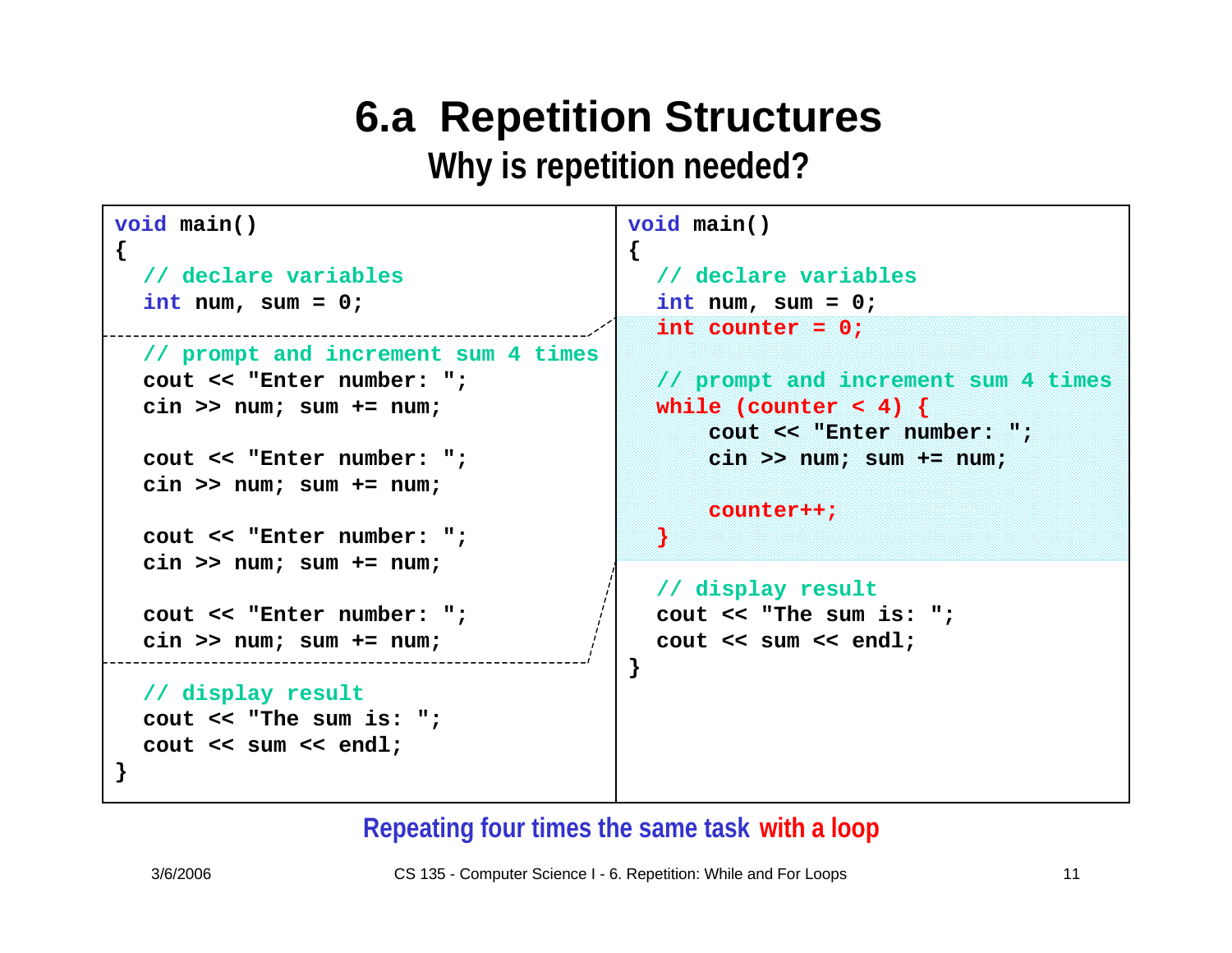# 6.a Repetition Structures

## Why is repetition needed?

```
void main()
{
  // declare variables
  int num, sum = 0;

  // prompt and increment sum 4 times
  cout << "Enter number: ";
  cin >> num; sum += num;

  cout << "Enter number: ";
  cin >> num; sum += num;

  cout << "Enter number: ";
  cin >> num; sum += num;

  cout << "Enter number: ";
  cin >> num; sum += num;

  // display result
  cout << "The sum is: ";
  cout << sum << endl;
}
```

```
void main()
{
  // declare variables
  int num, sum = 0;
  int counter = 0;

  // prompt and increment sum 4 times
  while (counter < 4) {
      cout << "Enter number: ";
      cin >> num; sum += num;

      counter++;
  }

  // display result
  cout << "The sum is: ";
  cout << sum << endl;
}
```

Repeating four times the same task with a loop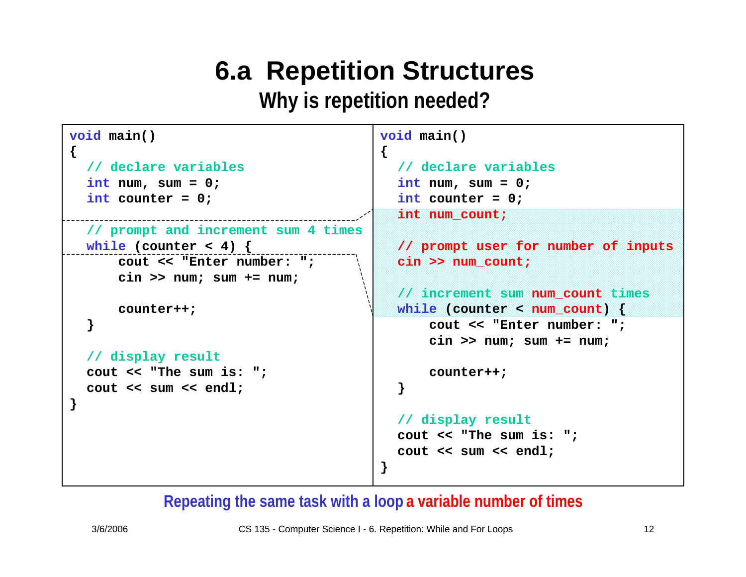# 6.a Repetition Structures

## Why is repetition needed?

```
void main()
{
  // declare variables
  int num, sum = 0;
  int counter = 0;

  // prompt and increment sum 4 times
  while (counter < 4) {
      cout << "Enter number: ";
      cin >> num; sum += num;

      counter++;
  }

  // display result
  cout << "The sum is: ";
  cout << sum << endl;
}
```

```
void main()
{
  // declare variables
  int num, sum = 0;
  int counter = 0;
  int num_count;

  // prompt user for number of inputs
  cin >> num_count;

  // increment sum num_count times
  while (counter < num_count) {
      cout << "Enter number: ";
      cin >> num; sum += num;

      counter++;
  }

  // display result
  cout << "The sum is: ";
  cout << sum << endl;
}
```

**Repeating the same task with a loop a variable number of times**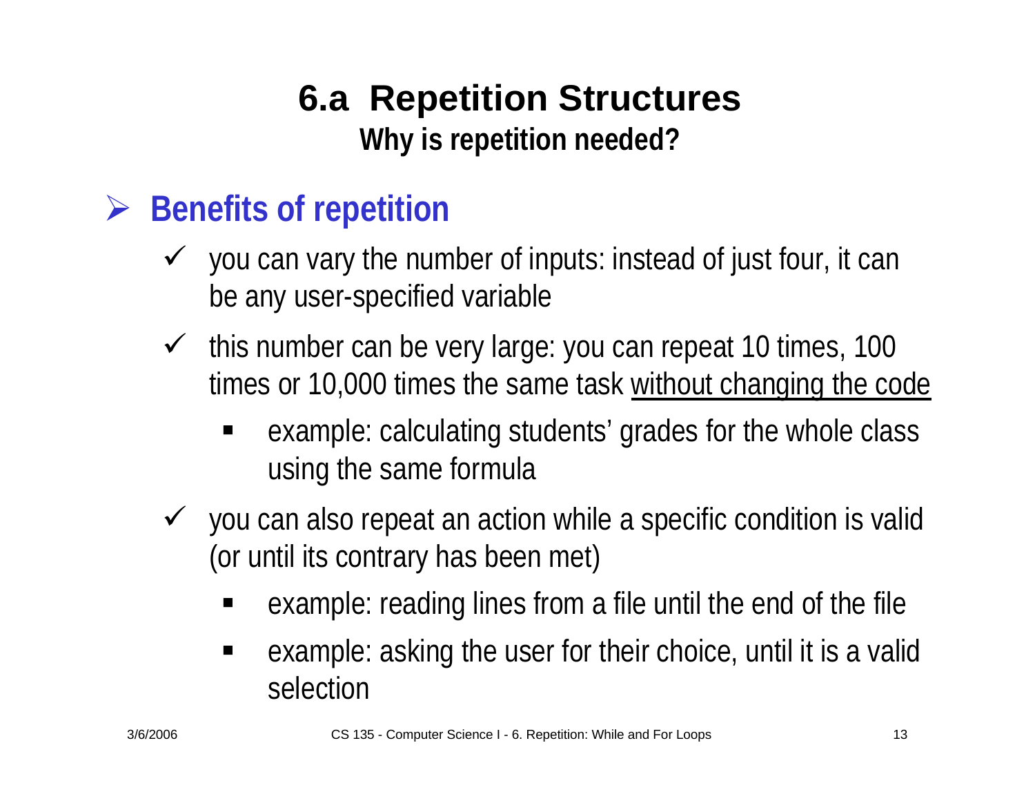# 6.a Repetition Structures

## Why is repetition needed?

- **Benefits of repetition**
  - you can vary the number of inputs: instead of just four, it can be any user-specified variable
  - this number can be very large: you can repeat 10 times, 100 times or 10,000 times the same task <u>without changing the code</u>
    - example: calculating students' grades for the whole class using the same formula
  - you can also repeat an action while a specific condition is valid (or until its contrary has been met)
    - example: reading lines from a file until the end of the file
    - example: asking the user for their choice, until it is a valid selection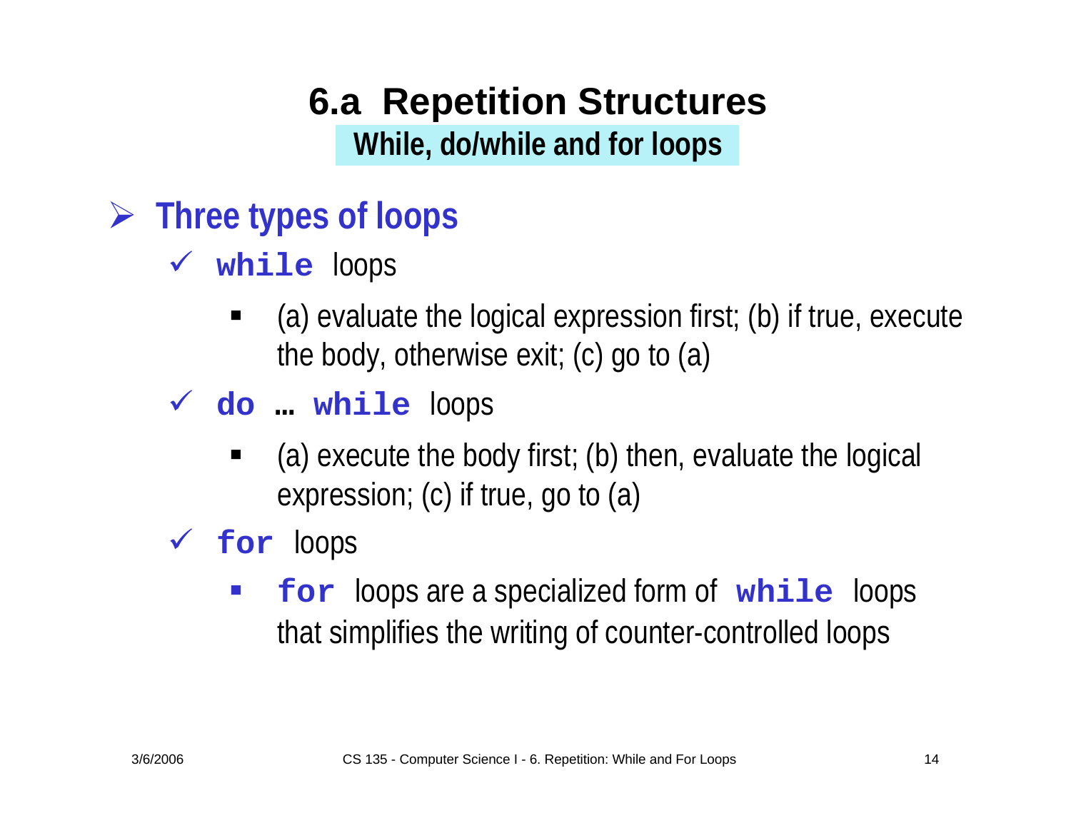# 6.a Repetition Structures

## While, do/while and for loops

- **Three types of loops**
  - `while` loops
    - (a) evaluate the logical expression first; (b) if true, execute the body, otherwise exit; (c) go to (a)
  - `do` … `while` loops
    - (a) execute the body first; (b) then, evaluate the logical expression; (c) if true, go to (a)
  - `for` loops
    - `for` loops are a specialized form of `while` loops that simplifies the writing of counter-controlled loops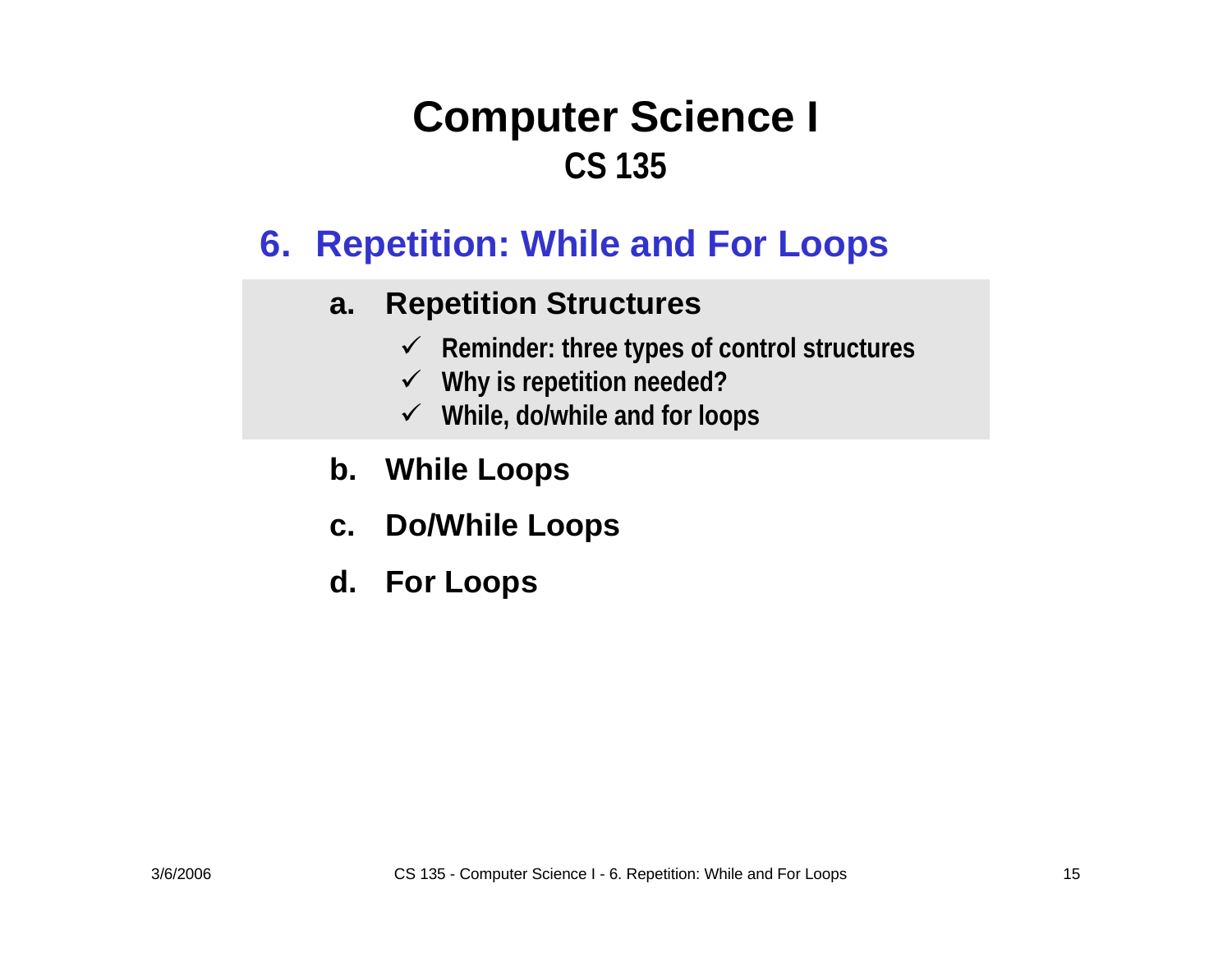# Computer Science I
## CS 135

## 6. Repetition: While and For Loops

**a. Repetition Structures**

- ✓ Reminder: three types of control structures
- ✓ Why is repetition needed?
- ✓ While, do/while and for loops

**b. While Loops**

**c. Do/While Loops**

**d. For Loops**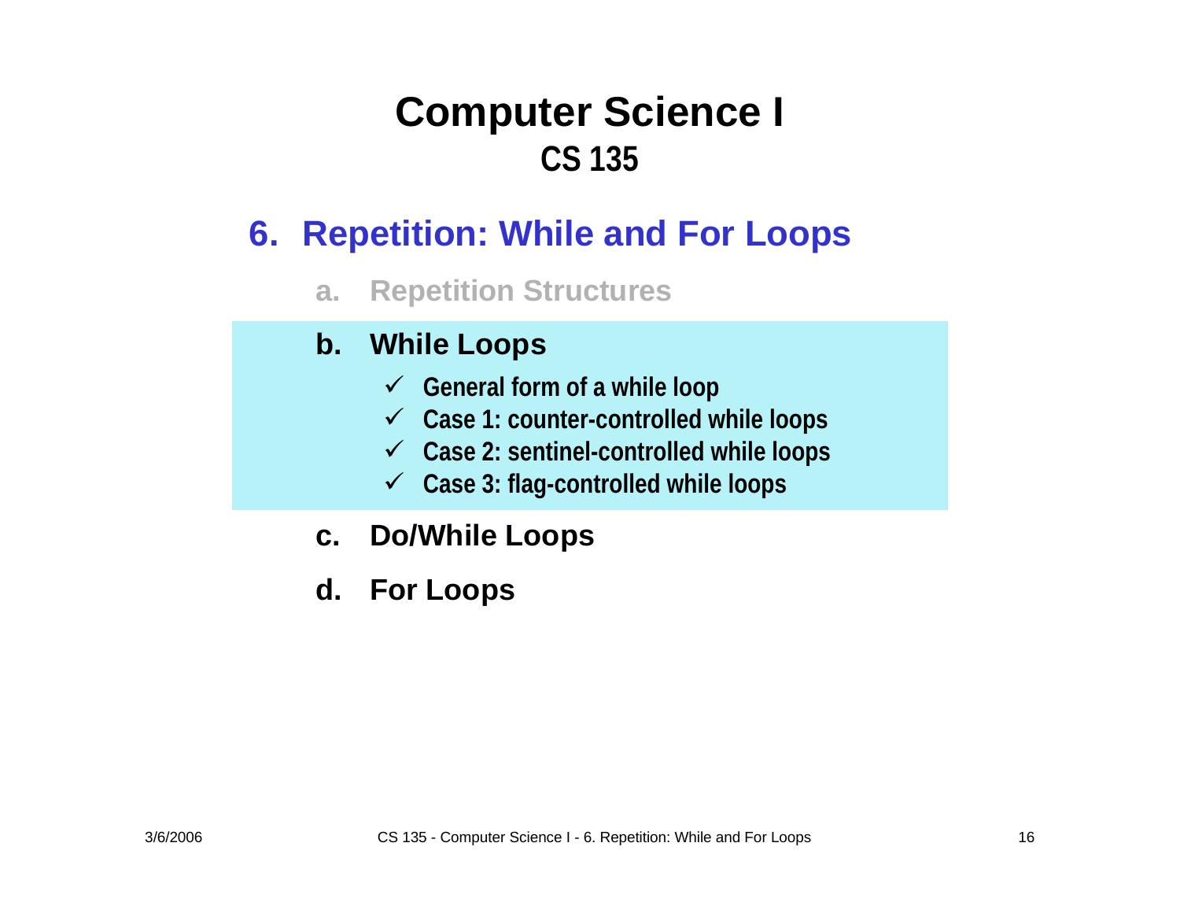# Computer Science I
## CS 135

### 6. Repetition: While and For Loops

a. Repetition Structures

**b. While Loops**

- ✓ General form of a while loop
- ✓ Case 1: counter-controlled while loops
- ✓ Case 2: sentinel-controlled while loops
- ✓ Case 3: flag-controlled while loops

**c. Do/While Loops**

**d. For Loops**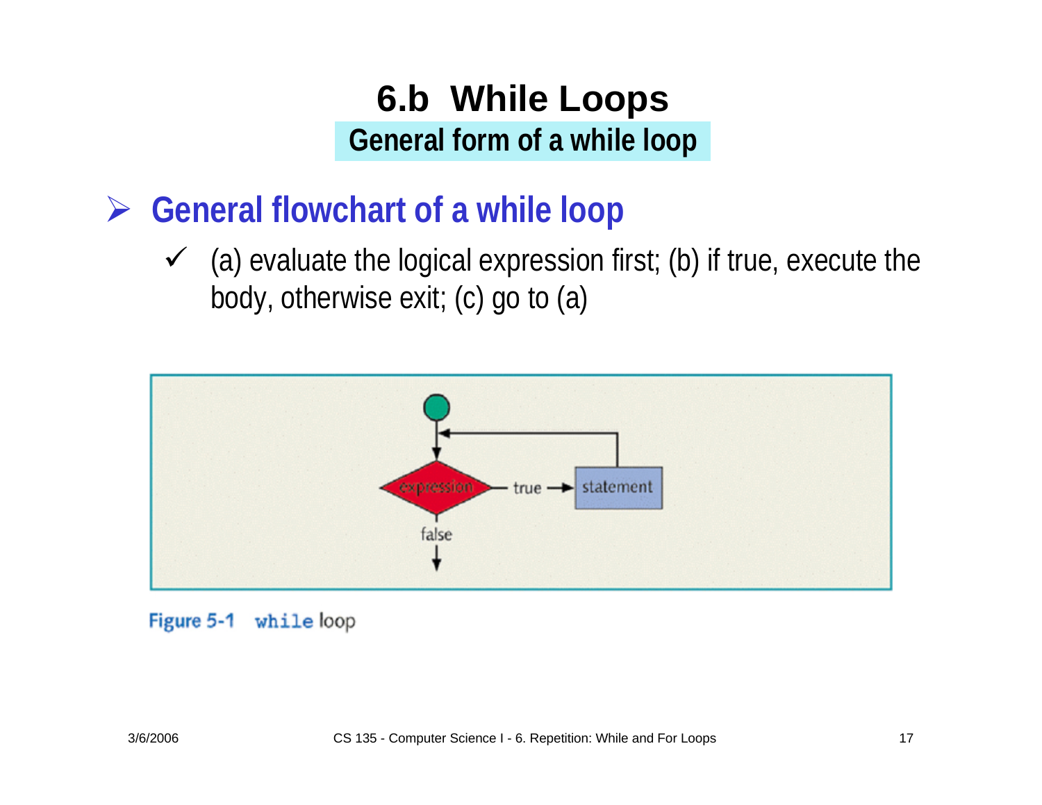# 6.b While Loops

## General form of a while loop

- **General flowchart of a while loop**
  - (a) evaluate the logical expression first; (b) if true, execute the body, otherwise exit; (c) go to (a)

Figure 5-1 `while` loop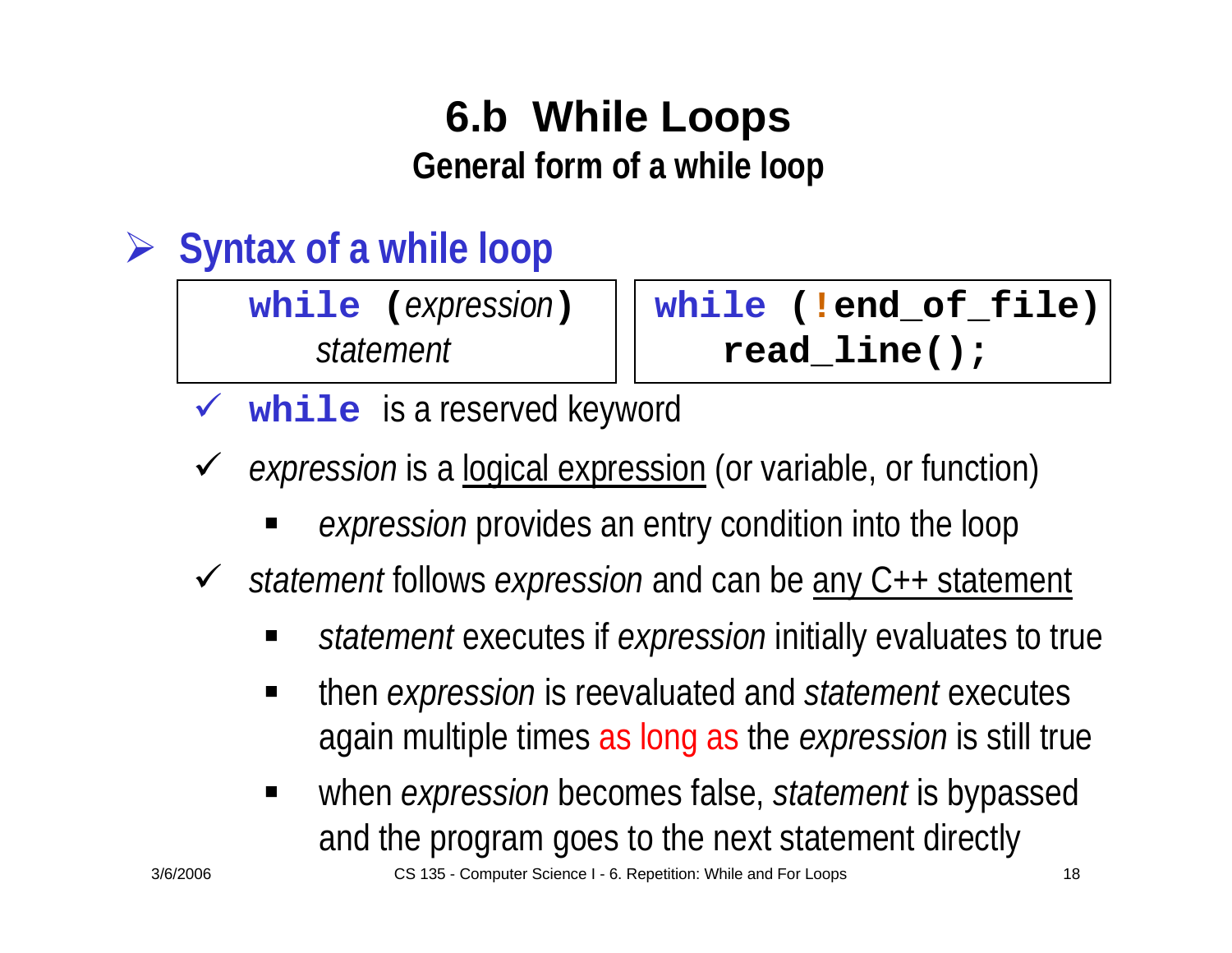# 6.b While Loops

## General form of a while loop

- **Syntax of a while loop**

```
while (expression)
    statement
```

```
while (!end_of_file)
    read_line();
```

- ✓ **`while`** is a reserved keyword
- ✓ *expression* is a logical expression (or variable, or function)
  - *expression* provides an entry condition into the loop
- ✓ *statement* follows *expression* and can be any C++ statement
  - *statement* executes if *expression* initially evaluates to true
  - then *expression* is reevaluated and *statement* executes again multiple times as long as the *expression* is still true
  - when *expression* becomes false, *statement* is bypassed and the program goes to the next statement directly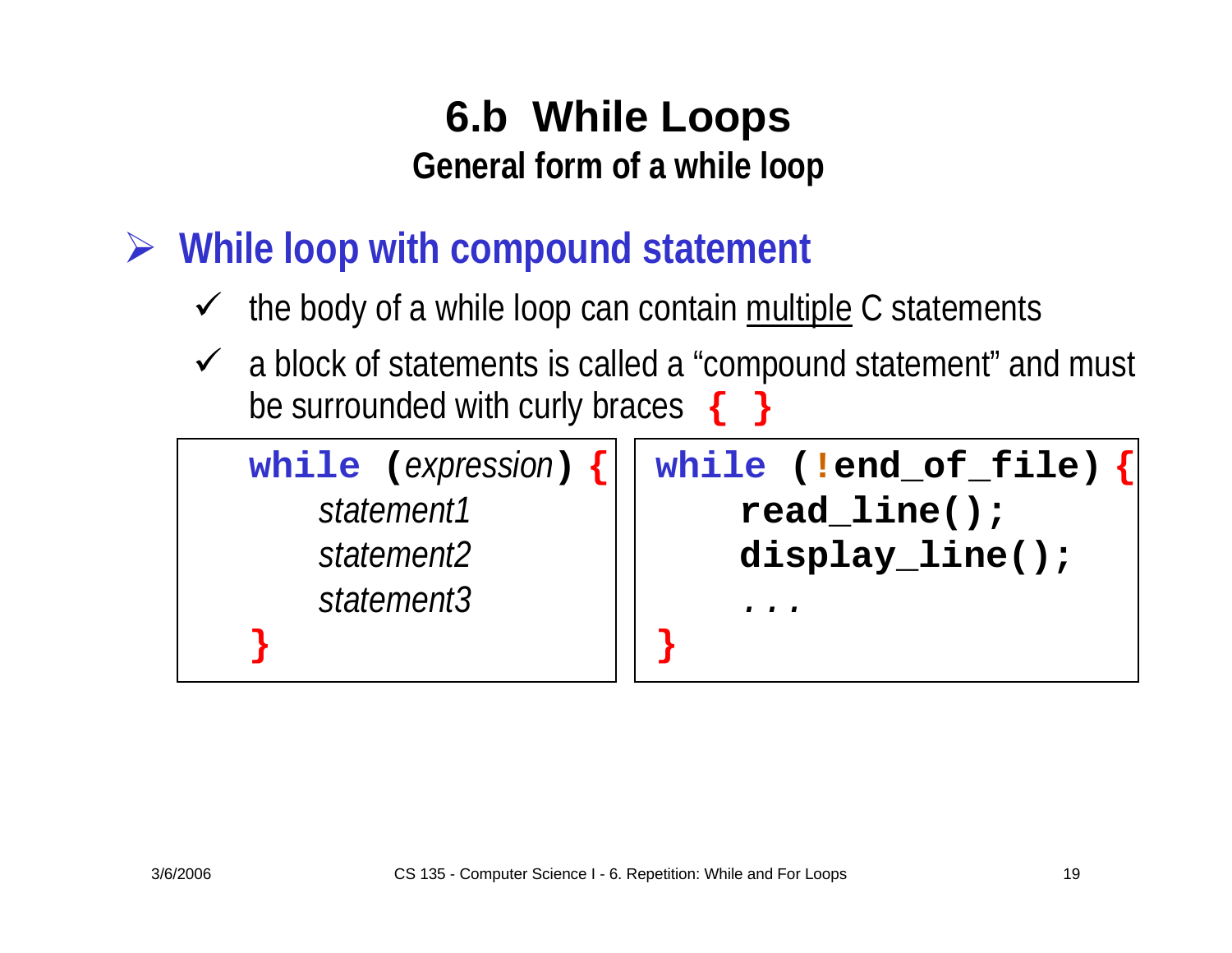# 6.b While Loops

## General form of a while loop

- **While loop with compound statement**
  - the body of a while loop can contain multiple C statements
  - a block of statements is called a “compound statement” and must be surrounded with curly braces **{ }**

```
while (expression) {
    statement1
    statement2
    statement3
}
```

```
while (!end_of_file) {
    read_line();
    display_line();
    ...
}
```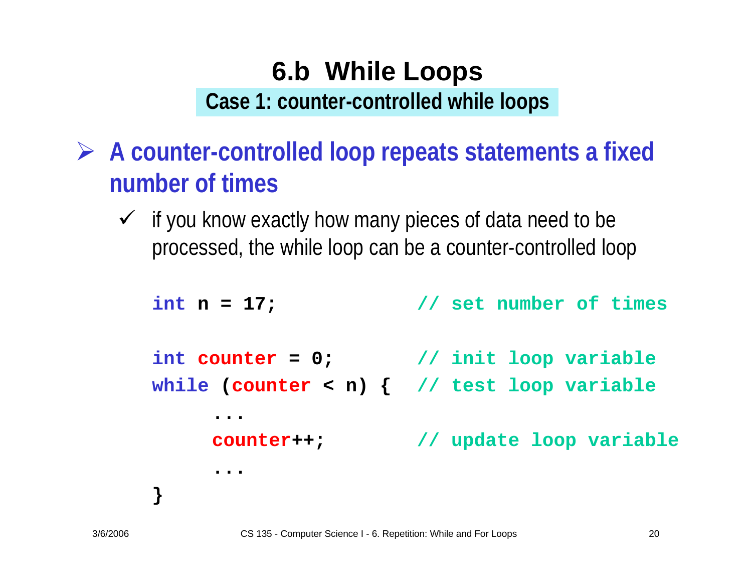# 6.b While Loops

## Case 1: counter-controlled while loops

- **A counter-controlled loop repeats statements a fixed number of times**
  - ✓ if you know exactly how many pieces of data need to be processed, the while loop can be a counter-controlled loop

```
int n = 17;                // set number of times

int counter = 0;           // init loop variable
while (counter < n) {      // test loop variable
     ...
     counter++;            // update loop variable
     ...
}
```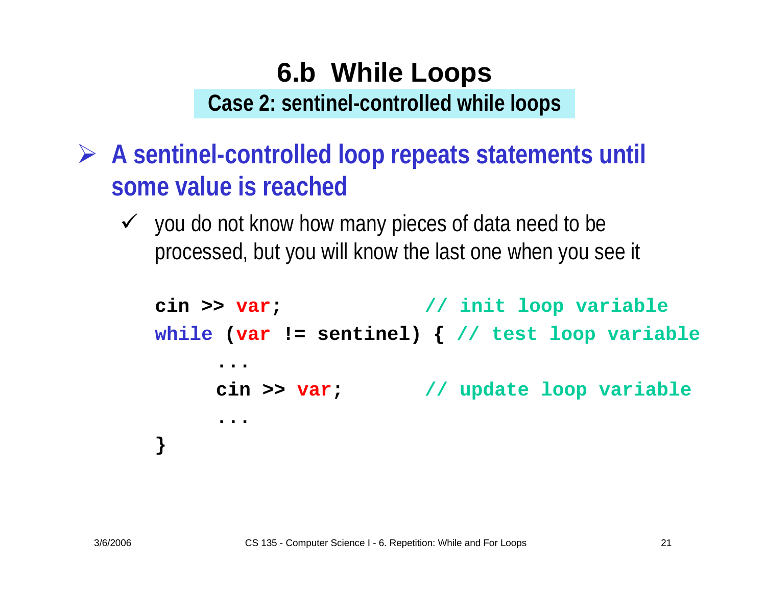# 6.b While Loops

## Case 2: sentinel-controlled while loops

- **A sentinel-controlled loop repeats statements until some value is reached**
  - ✓ you do not know how many pieces of data need to be processed, but you will know the last one when you see it

```
cin >> var;                // init loop variable
while (var != sentinel) { // test loop variable
     ...
     cin >> var;           // update loop variable
     ...
}
```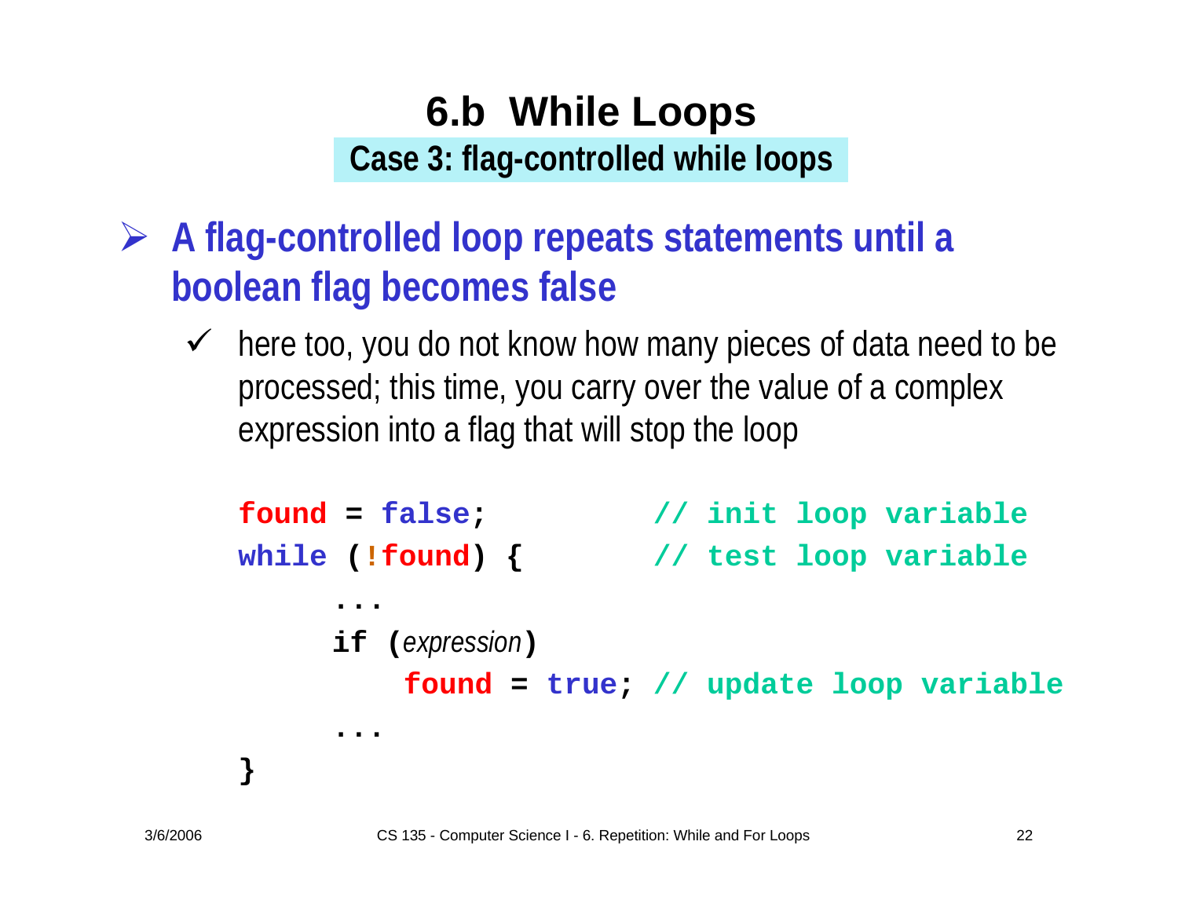# 6.b While Loops

## Case 3: flag-controlled while loops

- **A flag-controlled loop repeats statements until a boolean flag becomes false**
  - ✓ here too, you do not know how many pieces of data need to be processed; this time, you carry over the value of a complex expression into a flag that will stop the loop

```
found = false;          // init loop variable
while (!found) {        // test loop variable
      ...
      if (expression)
          found = true; // update loop variable
      ...
}
```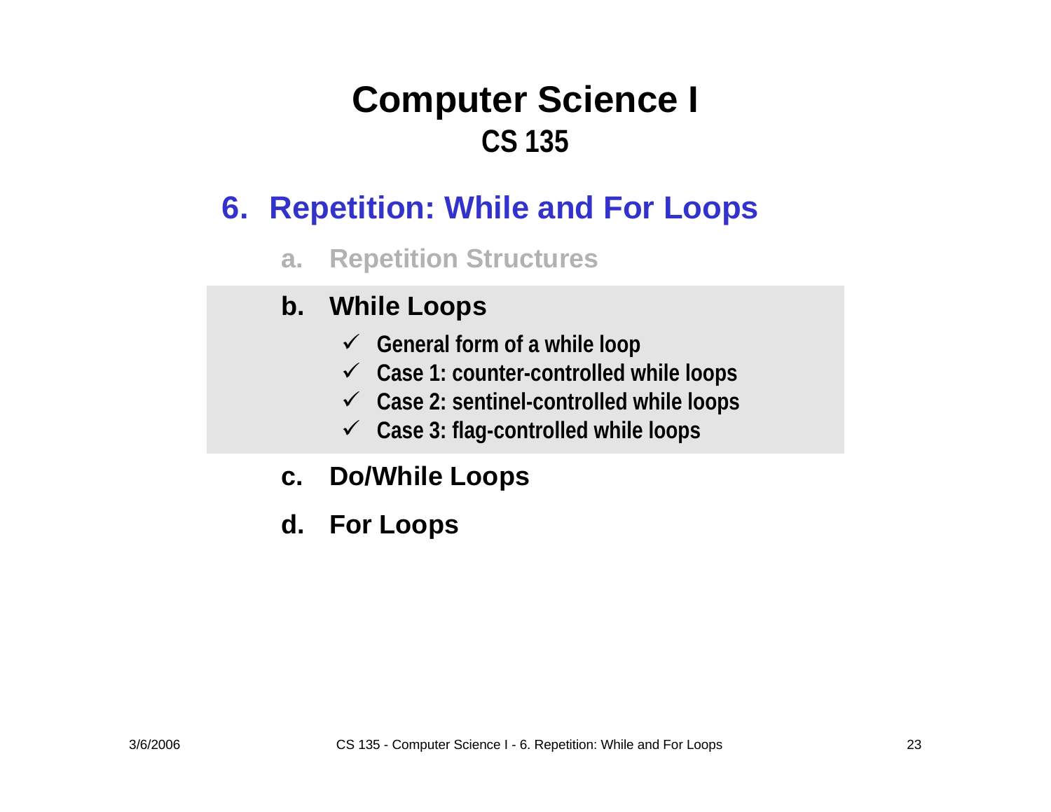# Computer Science I

## CS 135

### 6. Repetition: While and For Loops

a. Repetition Structures

b. **While Loops**

- ✓ General form of a while loop
- ✓ Case 1: counter-controlled while loops
- ✓ Case 2: sentinel-controlled while loops
- ✓ Case 3: flag-controlled while loops

c. **Do/While Loops**

d. **For Loops**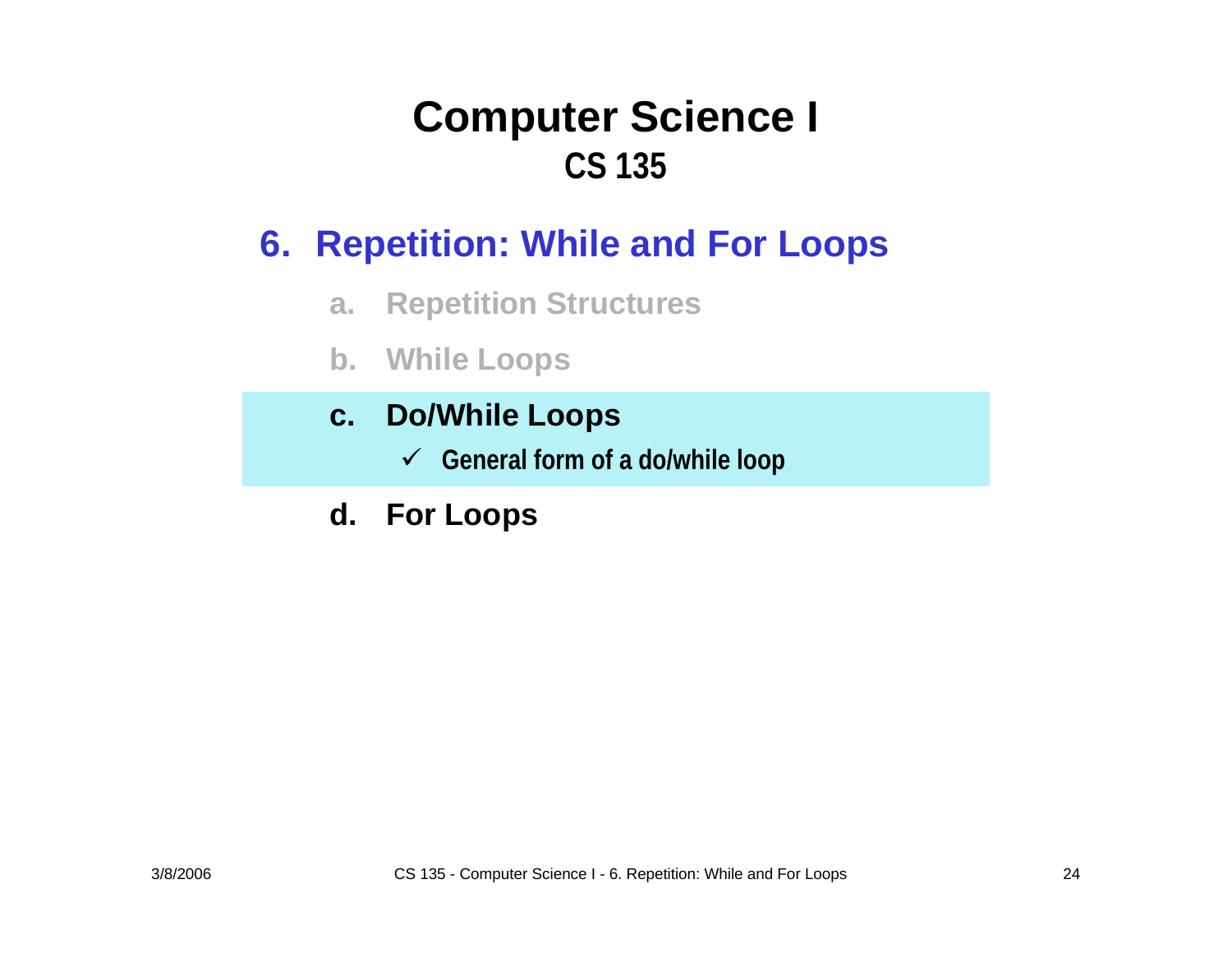# Computer Science I

## CS 135

## 6. Repetition: While and For Loops

a. Repetition Structures

b. While Loops

c. **Do/While Loops**

- ✓ **General form of a do/while loop**

d. **For Loops**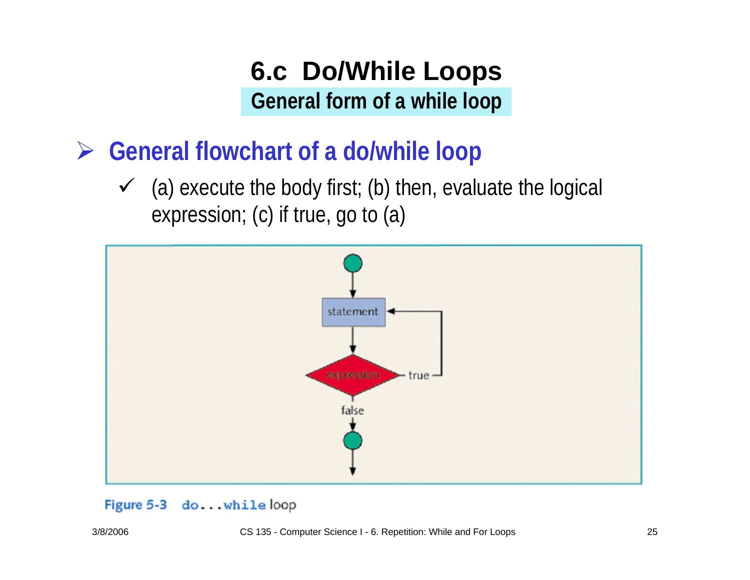# 6.c Do/While Loops

## General form of a while loop

- **General flowchart of a do/while loop**
  - ✓ (a) execute the body first; (b) then, evaluate the logical expression; (c) if true, go to (a)

Figure 5-3 do...while loop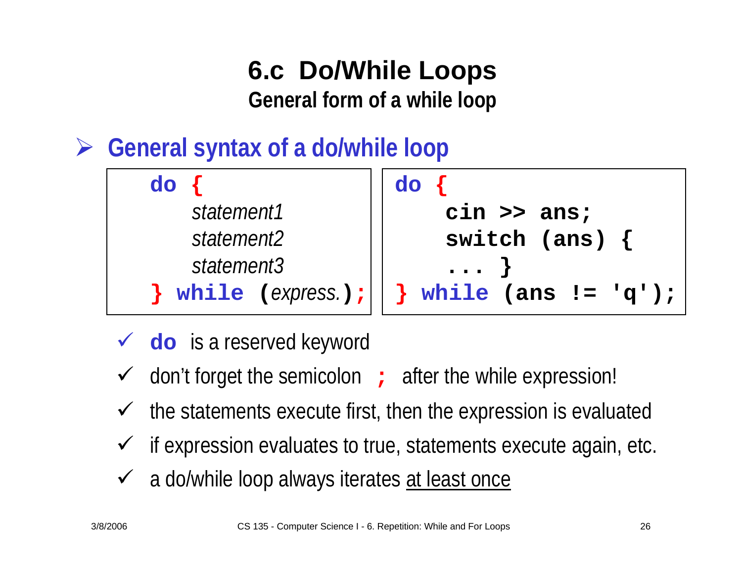# 6.c Do/While Loops

## General form of a while loop

- **General syntax of a do/while loop**

```
do {
    statement1
    statement2
    statement3
} while (express.);
```

```
do {
    cin >> ans;
    switch (ans) {
    ... }
} while (ans != 'q');
```

- ✓ **do** is a reserved keyword
- ✓ don't forget the semicolon **;** after the while expression!
- ✓ the statements execute first, then the expression is evaluated
- ✓ if expression evaluates to true, statements execute again, etc.
- ✓ a do/while loop always iterates at least once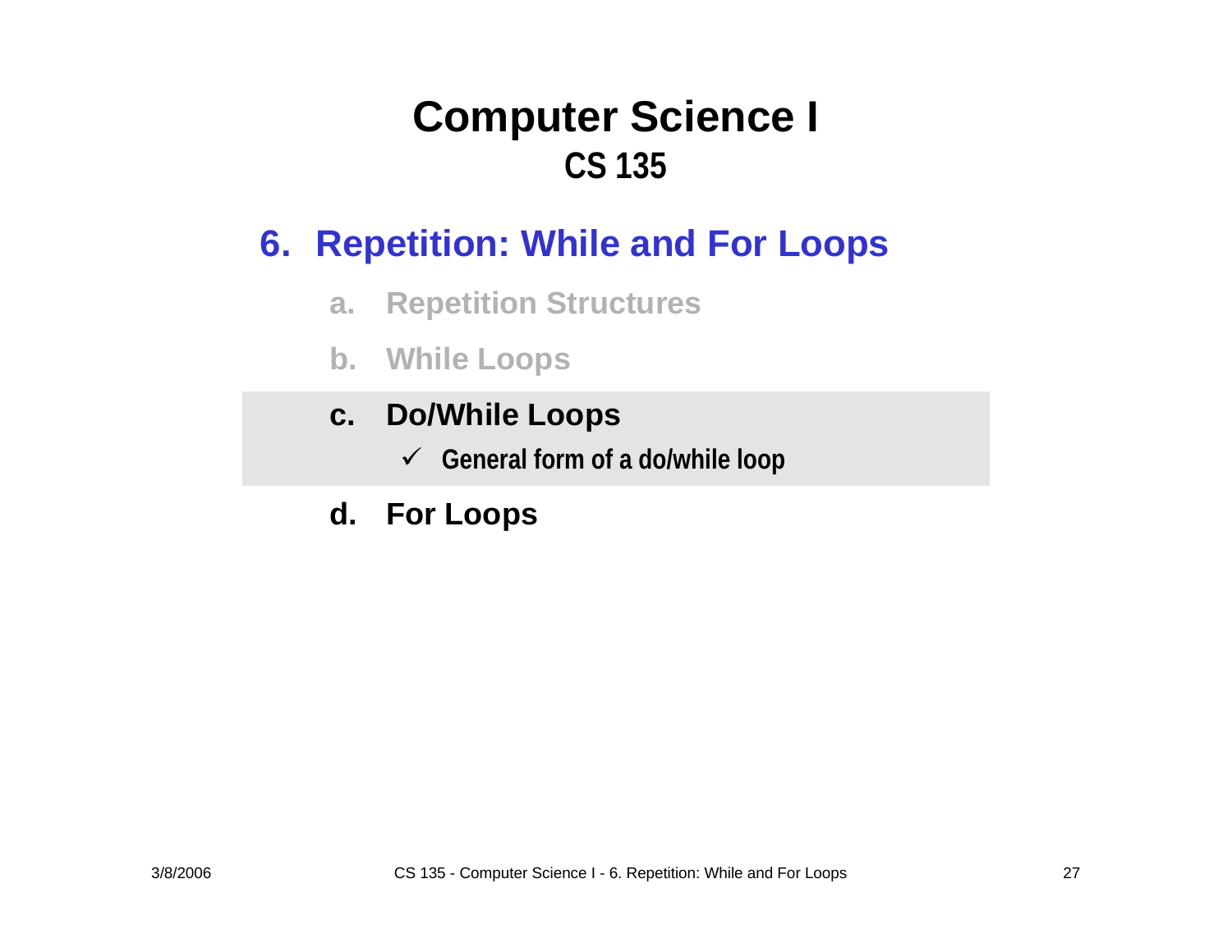# Computer Science I
## CS 135

### 6. Repetition: While and For Loops

a. Repetition Structures

b. While Loops

c. **Do/While Loops**
   - ✓ **General form of a do/while loop**

d. **For Loops**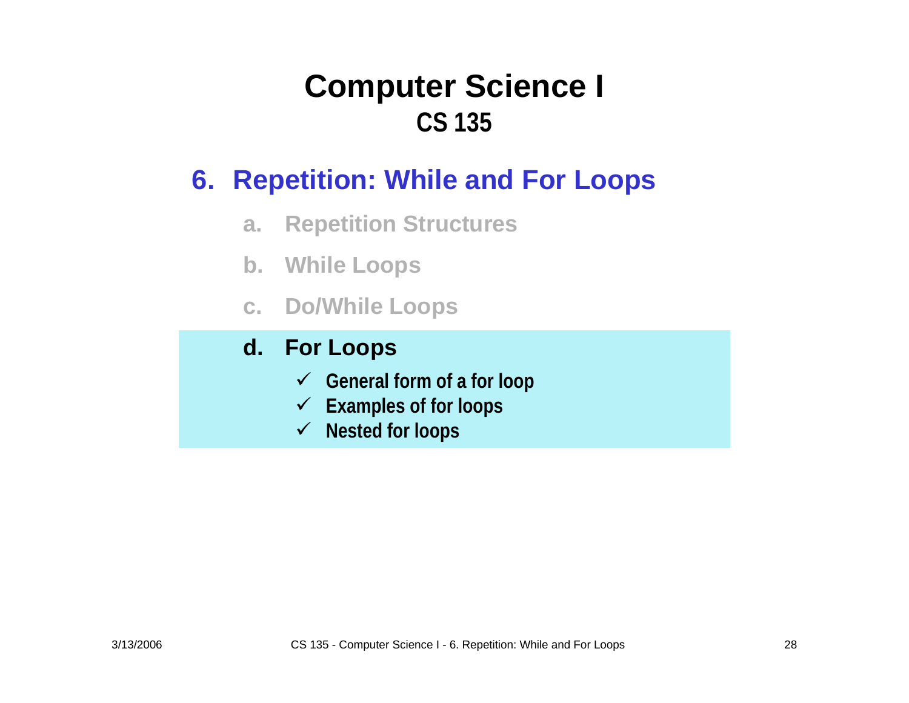# Computer Science I
## CS 135

## 6. Repetition: While and For Loops

a. Repetition Structures

b. While Loops

c. Do/While Loops

d. **For Loops**
   - ✓ General form of a for loop
   - ✓ Examples of for loops
   - ✓ Nested for loops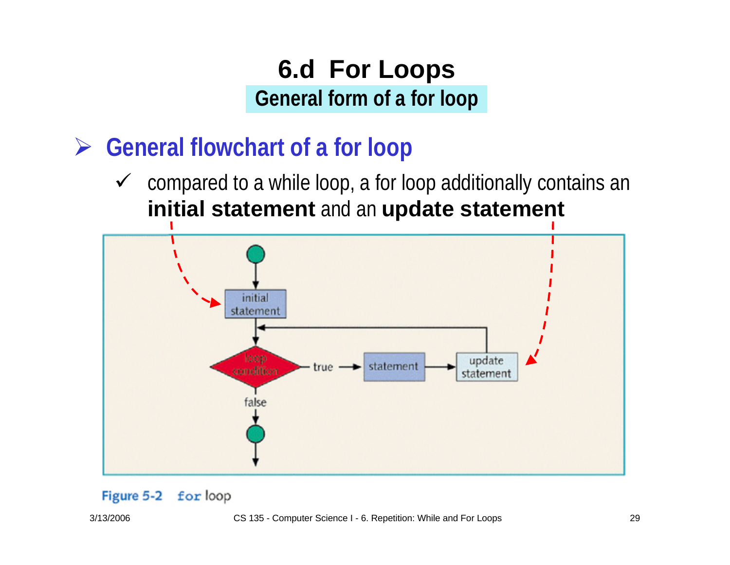# 6.d For Loops

## General form of a for loop

- **General flowchart of a for loop**
  - compared to a while loop, a for loop additionally contains an **initial statement** and an **update statement**

Figure 5-2 for loop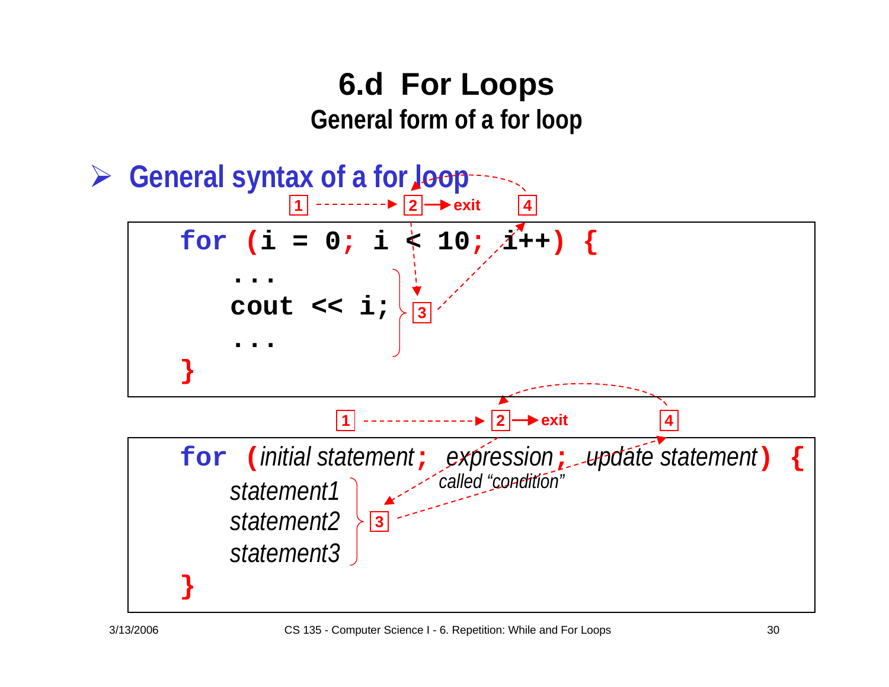# 6.d For Loops

## General form of a for loop

- General syntax of a for loop

1 → 2 → exit, 3, 4

```
for (i = 0; i < 10; i++) {
    ...
    cout << i;
    ...
}
```

1 → 2 → exit, 3, 4

```
for (initial statement; expression; update statement) {
    statement1
    statement2
    statement3
}
```

*called "condition"*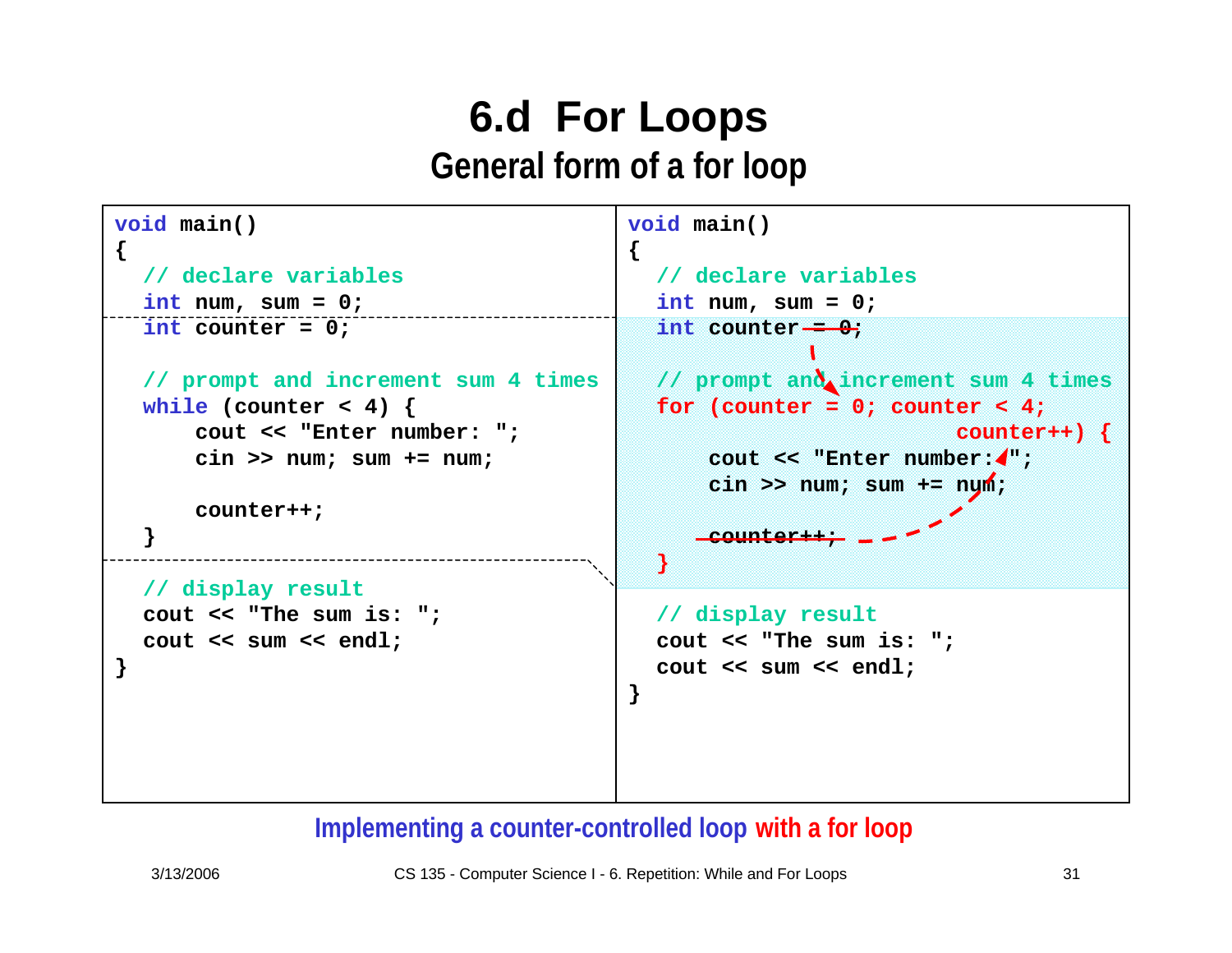# 6.d For Loops

## General form of a for loop

```
void main()
{
  // declare variables
  int num, sum = 0;
  int counter = 0;

  // prompt and increment sum 4 times
  while (counter < 4) {
      cout << "Enter number: ";
      cin >> num; sum += num;

      counter++;
  }

  // display result
  cout << "The sum is: ";
  cout << sum << endl;
}
```

```
void main()
{
  // declare variables
  int num, sum = 0;
  int counter = 0;

  // prompt and increment sum 4 times
  for (counter = 0; counter < 4;
                        counter++) {
      cout << "Enter number: ";
      cin >> num; sum += num;

      counter++;
  }

  // display result
  cout << "The sum is: ";
  cout << sum << endl;
}
```

(In the second version, "= 0" in "int counter = 0;" and the line "counter++;" inside the loop body are struck through, with arrows showing them moved into the for statement.)

Implementing a counter-controlled loop with a for loop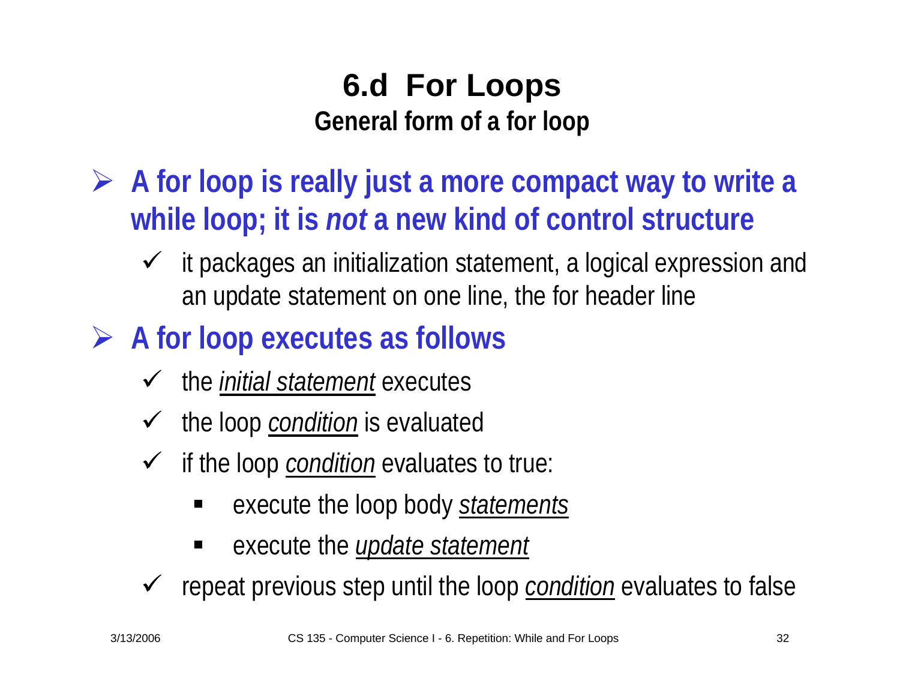# 6.d For Loops

## General form of a for loop

- **A for loop is really just a more compact way to write a while loop; it is *not* a new kind of control structure**
  - it packages an initialization statement, a logical expression and an update statement on one line, the for header line
- **A for loop executes as follows**
  - the *initial statement* executes
  - the loop *condition* is evaluated
  - if the loop *condition* evaluates to true:
    - execute the loop body *statements*
    - execute the *update statement*
  - repeat previous step until the loop *condition* evaluates to false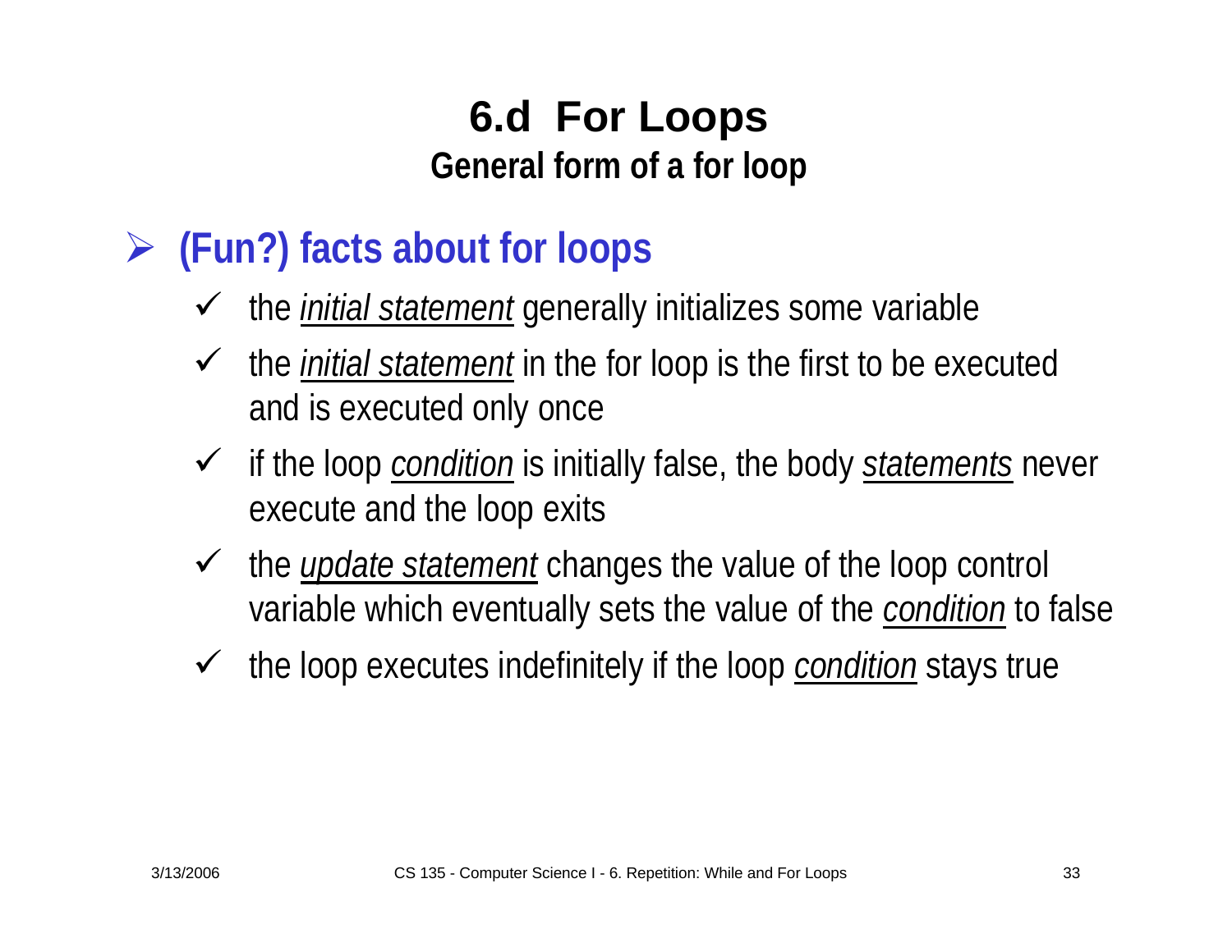# 6.d For Loops

## General form of a for loop

- **(Fun?) facts about for loops**
  - the <u>*initial statement*</u> generally initializes some variable
  - the <u>*initial statement*</u> in the for loop is the first to be executed and is executed only once
  - if the loop <u>*condition*</u> is initially false, the body <u>*statements*</u> never execute and the loop exits
  - the <u>*update statement*</u> changes the value of the loop control variable which eventually sets the value of the <u>*condition*</u> to false
  - the loop executes indefinitely if the loop <u>*condition*</u> stays true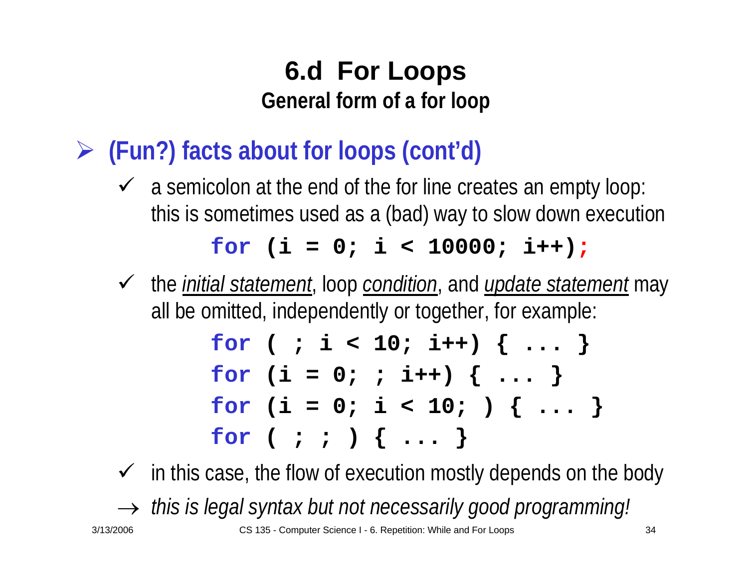# 6.d For Loops

## General form of a for loop

- **(Fun?) facts about for loops (cont'd)**
  - ✓ a semicolon at the end of the for line creates an empty loop: this is sometimes used as a (bad) way to slow down execution

    ```
    for (i = 0; i < 10000; i++);
    ```

  - ✓ the *initial statement*, loop *condition*, and *update statement* may all be omitted, independently or together, for example:

    ```
    for ( ; i < 10; i++) { ... }
    for (i = 0; ; i++) { ... }
    for (i = 0; i < 10; ) { ... }
    for ( ; ; ) { ... }
    ```

  - ✓ in this case, the flow of execution mostly depends on the body

  → *this is legal syntax but not necessarily good programming!*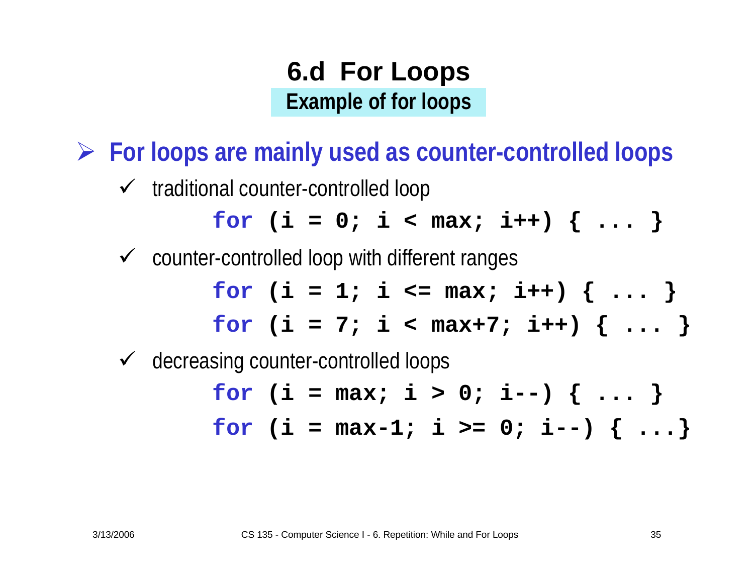# 6.d For Loops

## Example of for loops

- **For loops are mainly used as counter-controlled loops**
  - traditional counter-controlled loop

    ```
    for (i = 0; i < max; i++) { ... }
    ```

  - counter-controlled loop with different ranges

    ```
    for (i = 1; i <= max; i++) { ... }
    for (i = 7; i < max+7; i++) { ... }
    ```

  - decreasing counter-controlled loops

    ```
    for (i = max; i > 0; i--) { ... }
    for (i = max-1; i >= 0; i--) { ...}
    ```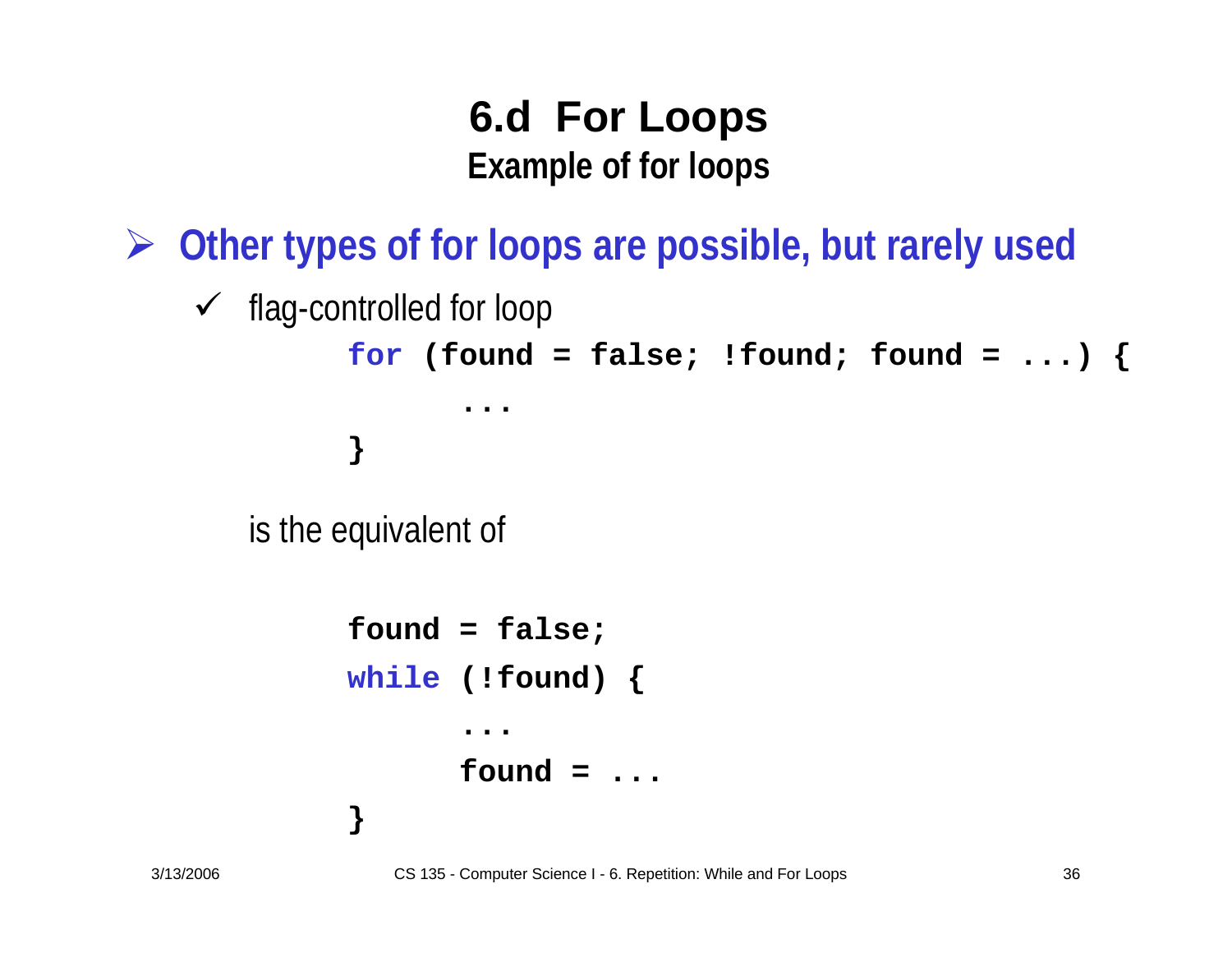# 6.d For Loops

## Example of for loops

- **Other types of for loops are possible, but rarely used**
  - flag-controlled for loop

```
for (found = false; !found; found = ...) {
      ...
}
```

is the equivalent of

```
found = false;
while (!found) {
      ...
      found = ...
}
```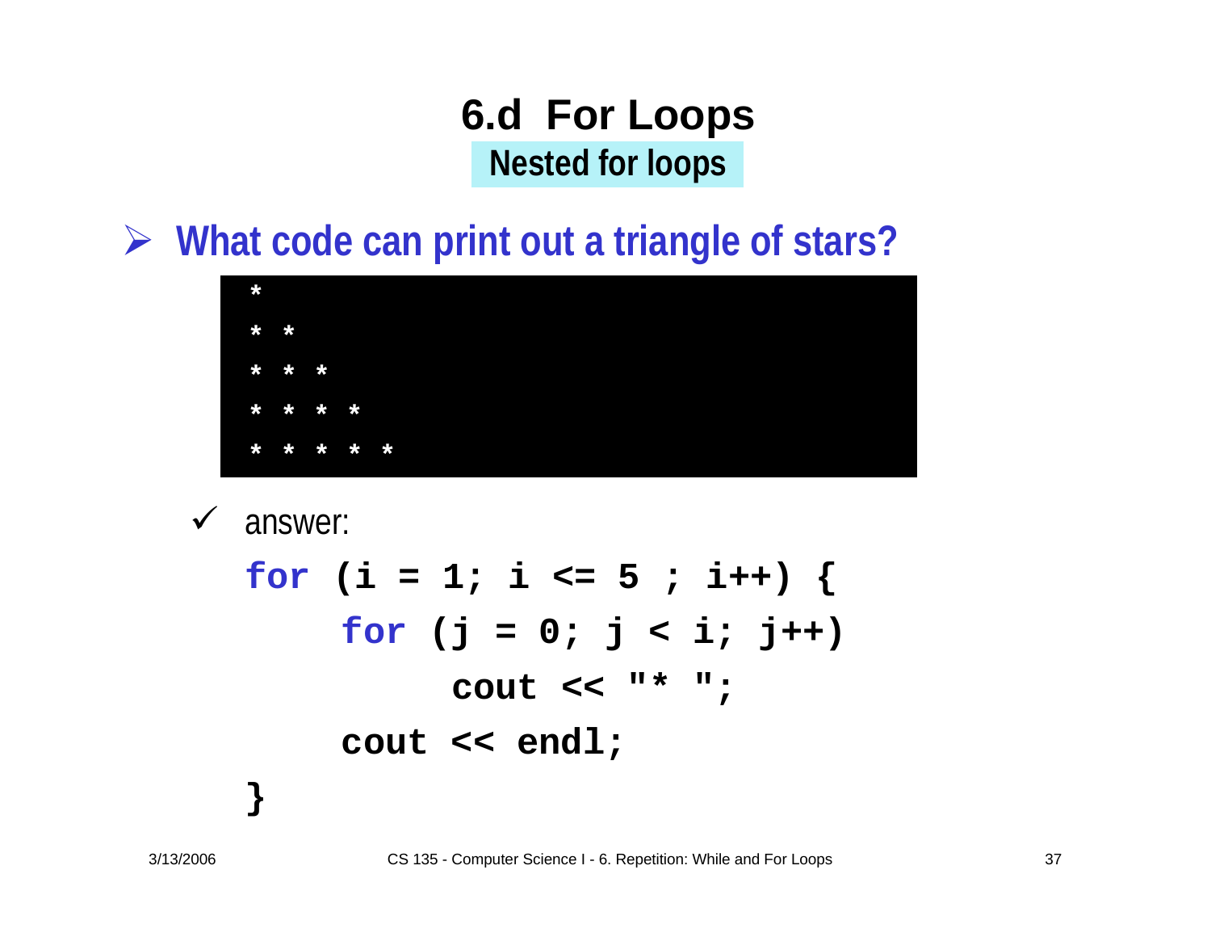# 6.d For Loops

## Nested for loops

- **What code can print out a triangle of stars?**

```
*
* *
* * *
* * * *
* * * * *
```

  - answer:

```
for (i = 1; i <= 5 ; i++) {
    for (j = 0; j < i; j++)
        cout << "* ";
    cout << endl;
}
```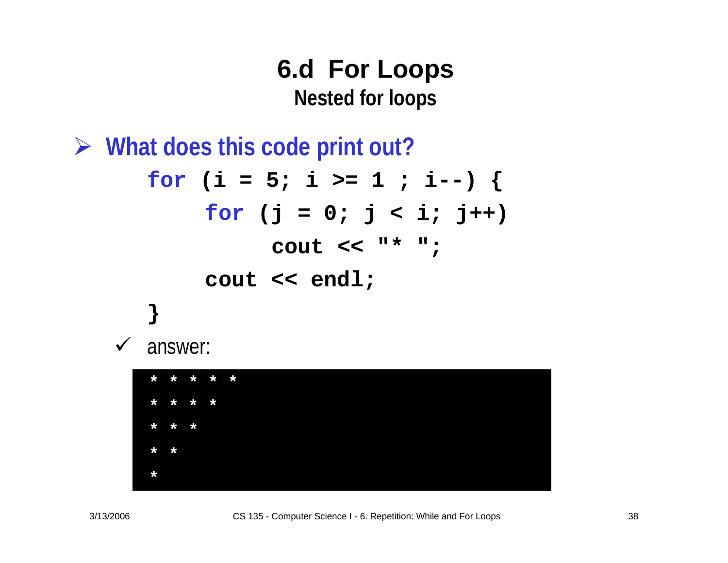# 6.d For Loops

## Nested for loops

- **What does this code print out?**

```
for (i = 5; i >= 1 ; i--) {
    for (j = 0; j < i; j++)
        cout << "* ";
    cout << endl;
}
```

- ✓ answer:

```
* * * * *
* * * *
* * *
* *
*
```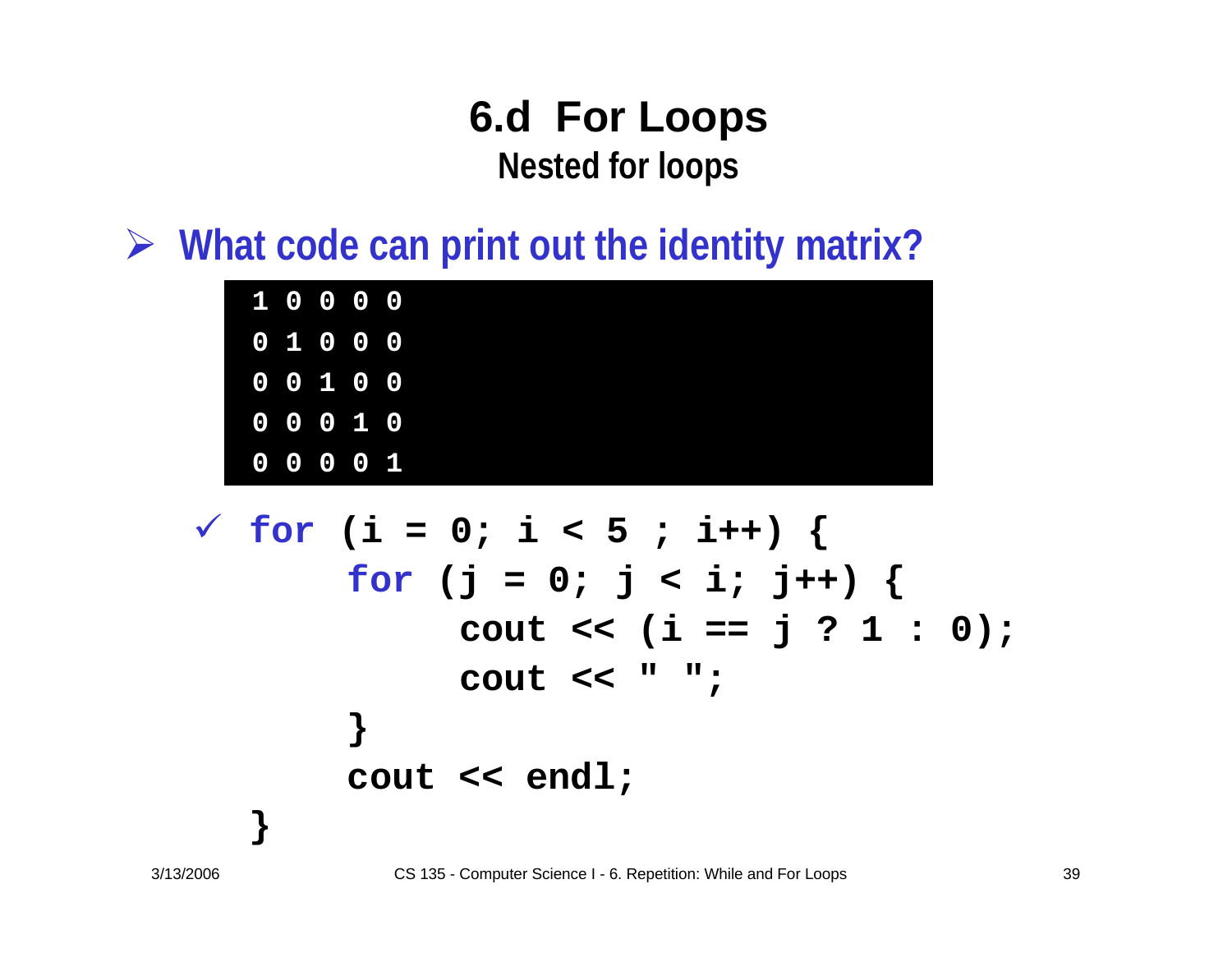# 6.d For Loops

## Nested for loops

- What code can print out the identity matrix?

```
1 0 0 0 0
0 1 0 0 0
0 0 1 0 0
0 0 0 1 0
0 0 0 0 1
```

✓
```
for (i = 0; i < 5 ; i++) {
     for (j = 0; j < i; j++) {
          cout << (i == j ? 1 : 0);
          cout << " ";
     }
     cout << endl;
}
```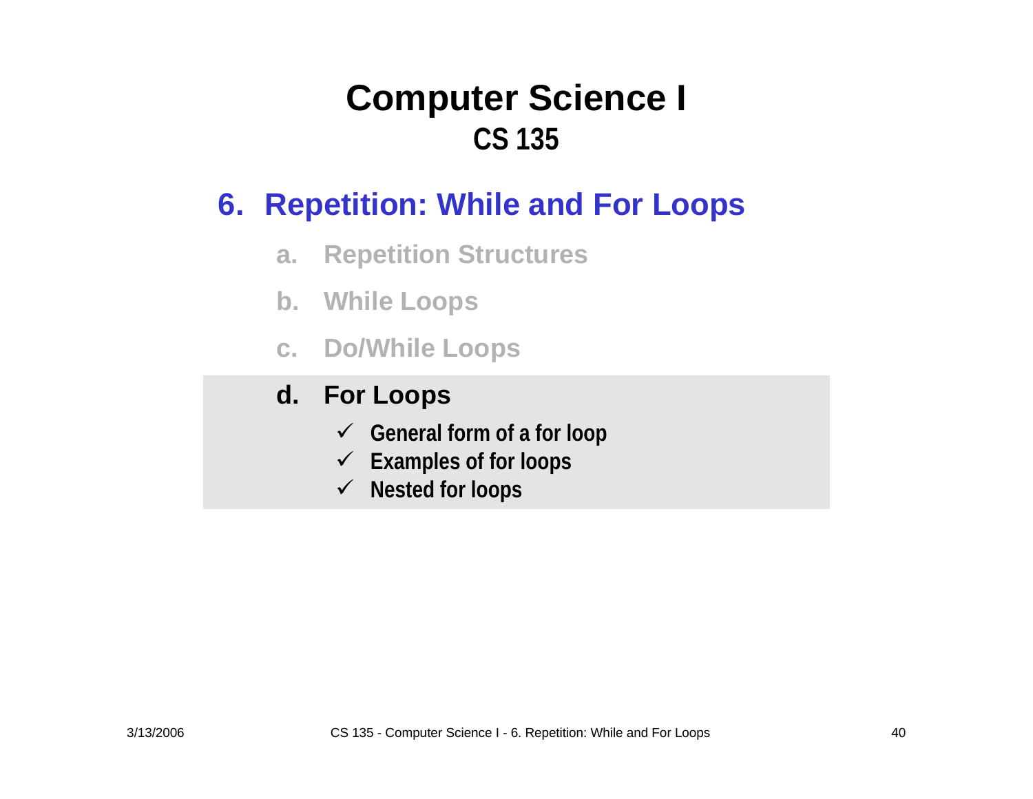# Computer Science I
## CS 135

### 6. Repetition: While and For Loops

a. Repetition Structures

b. While Loops

c. Do/While Loops

**d. For Loops**

- ✓ General form of a for loop
- ✓ Examples of for loops
- ✓ Nested for loops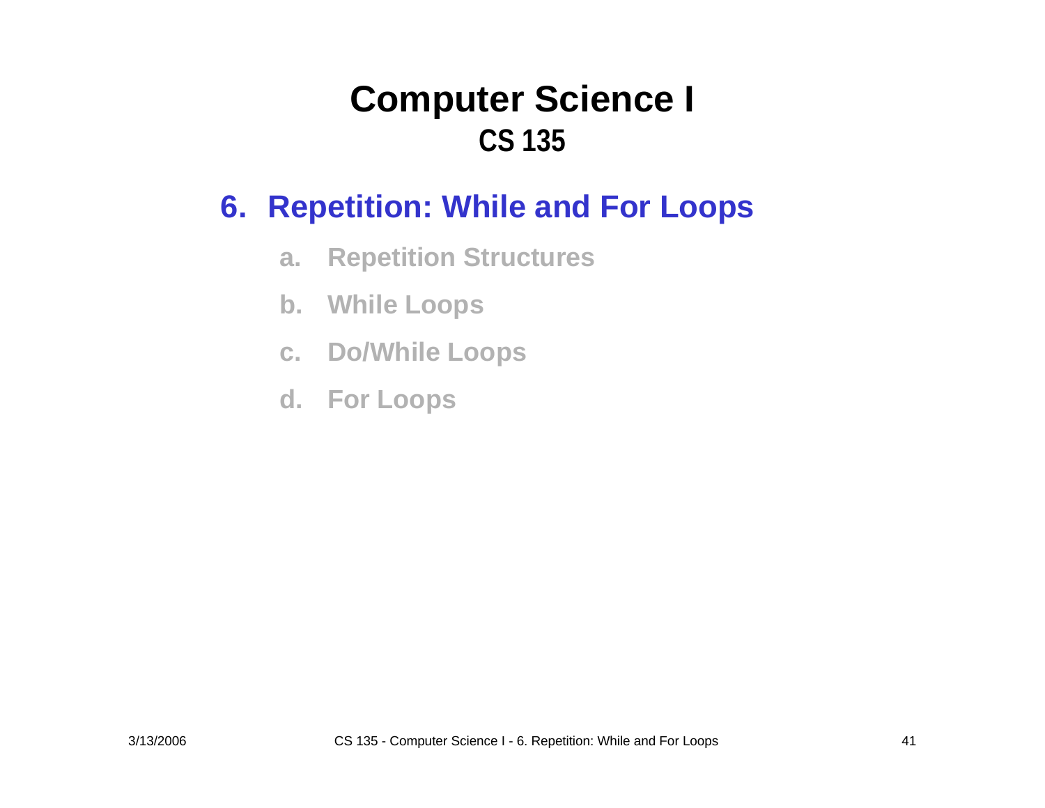# Computer Science I

## CS 135

## 6. Repetition: While and For Loops

a. Repetition Structures

b. While Loops

c. Do/While Loops

d. For Loops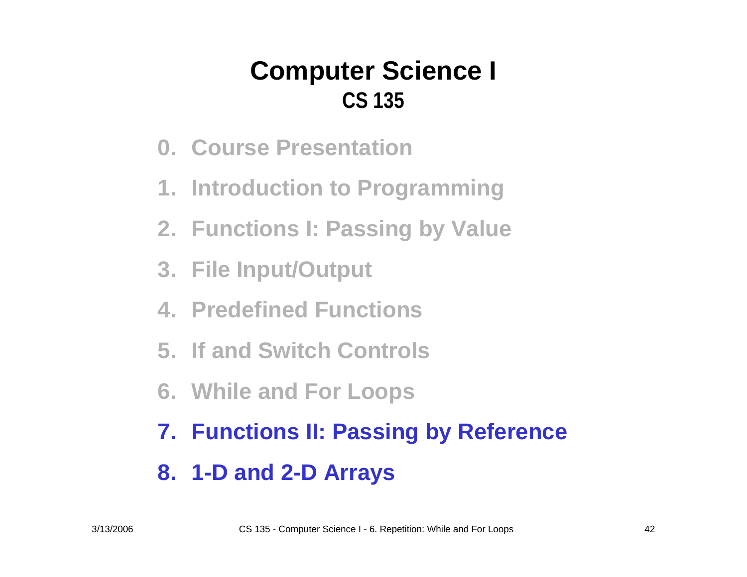# Computer Science I
## CS 135

0. Course Presentation
1. Introduction to Programming
2. Functions I: Passing by Value
3. File Input/Output
4. Predefined Functions
5. If and Switch Controls
6. While and For Loops
7. **Functions II: Passing by Reference**
8. **1-D and 2-D Arrays**